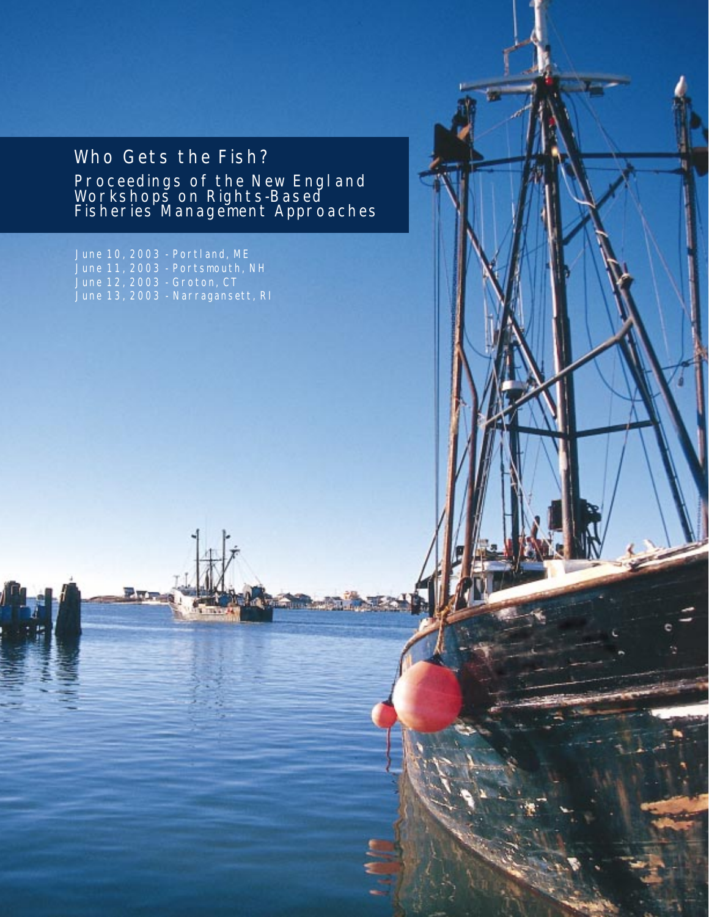# Who Gets the Fish?

## Proceedings of the New England Workshops on Rights-Based Fisheries Management Approaches

June 10, 2003 - Portland, ME
June 11, 2003 - Portsmouth, NH
June 12, 2003 - Groton, CT
June 13, 2003 - Narragansett, RI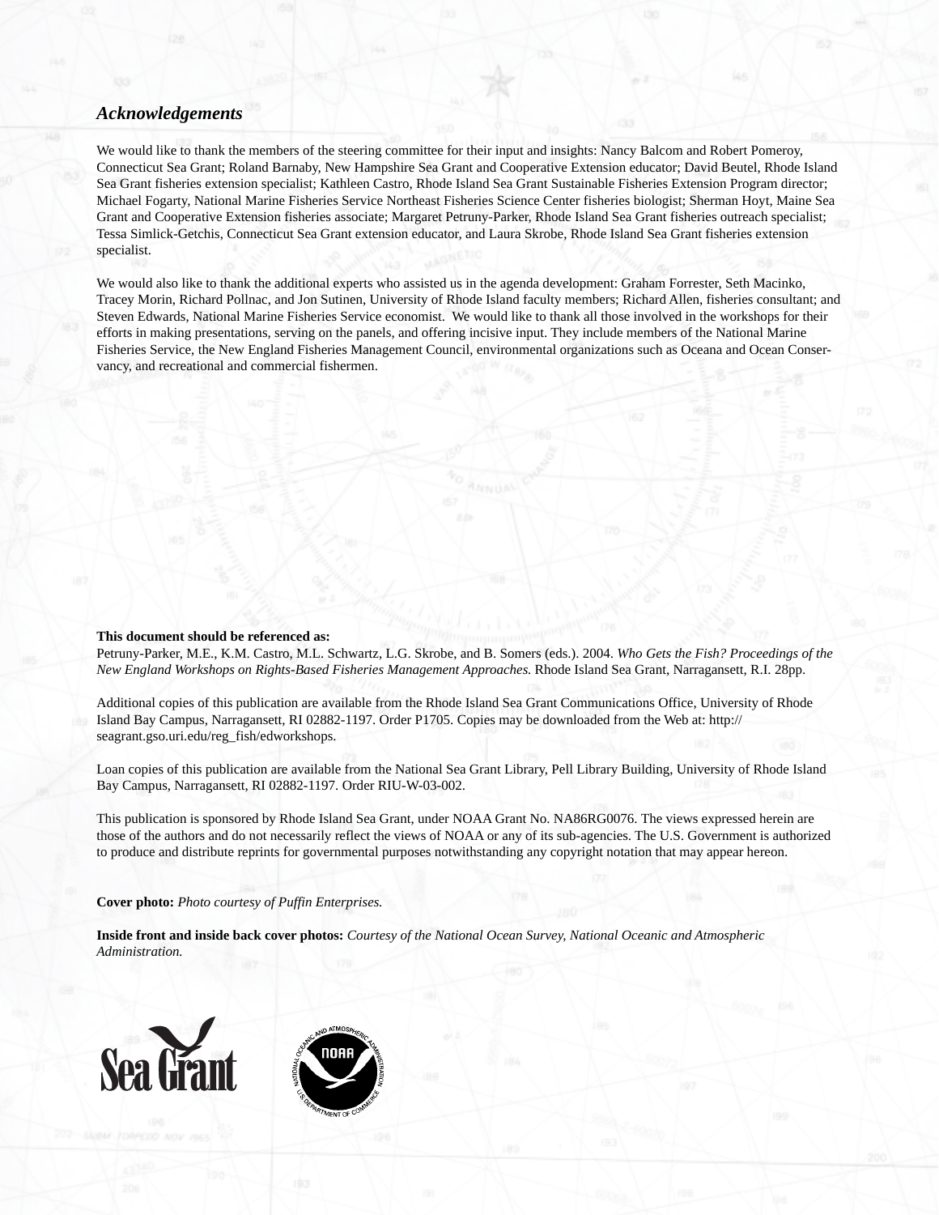## *Acknowledgements*

We would like to thank the members of the steering committee for their input and insights: Nancy Balcom and Robert Pomeroy, Connecticut Sea Grant; Roland Barnaby, New Hampshire Sea Grant and Cooperative Extension educator; David Beutel, Rhode Island Sea Grant fisheries extension specialist; Kathleen Castro, Rhode Island Sea Grant Sustainable Fisheries Extension Program director; Michael Fogarty, National Marine Fisheries Service Northeast Fisheries Science Center fisheries biologist; Sherman Hoyt, Maine Sea Grant and Cooperative Extension fisheries associate; Margaret Petruny-Parker, Rhode Island Sea Grant fisheries outreach specialist; Tessa Simlick-Getchis, Connecticut Sea Grant extension educator, and Laura Skrobe, Rhode Island Sea Grant fisheries extension specialist.

We would also like to thank the additional experts who assisted us in the agenda development: Graham Forrester, Seth Macinko, Tracey Morin, Richard Pollnac, and Jon Sutinen, University of Rhode Island faculty members; Richard Allen, fisheries consultant; and Steven Edwards, National Marine Fisheries Service economist. We would like to thank all those involved in the workshops for their efforts in making presentations, serving on the panels, and offering incisive input. They include members of the National Marine Fisheries Service, the New England Fisheries Management Council, environmental organizations such as Oceana and Ocean Conservancy, and recreational and commercial fishermen.

**This document should be referenced as:**
Petruny-Parker, M.E., K.M. Castro, M.L. Schwartz, L.G. Skrobe, and B. Somers (eds.). 2004. *Who Gets the Fish? Proceedings of the New England Workshops on Rights-Based Fisheries Management Approaches.* Rhode Island Sea Grant, Narragansett, R.I. 28pp.

Additional copies of this publication are available from the Rhode Island Sea Grant Communications Office, University of Rhode Island Bay Campus, Narragansett, RI 02882-1197. Order P1705. Copies may be downloaded from the Web at: http://seagrant.gso.uri.edu/reg_fish/edworkshops.

Loan copies of this publication are available from the National Sea Grant Library, Pell Library Building, University of Rhode Island Bay Campus, Narragansett, RI 02882-1197. Order RIU-W-03-002.

This publication is sponsored by Rhode Island Sea Grant, under NOAA Grant No. NA86RG0076. The views expressed herein are those of the authors and do not necessarily reflect the views of NOAA or any of its sub-agencies. The U.S. Government is authorized to produce and distribute reprints for governmental purposes notwithstanding any copyright notation that may appear hereon.

**Cover photo:** *Photo courtesy of Puffin Enterprises.*

**Inside front and inside back cover photos:** *Courtesy of the National Ocean Survey, National Oceanic and Atmospheric Administration.*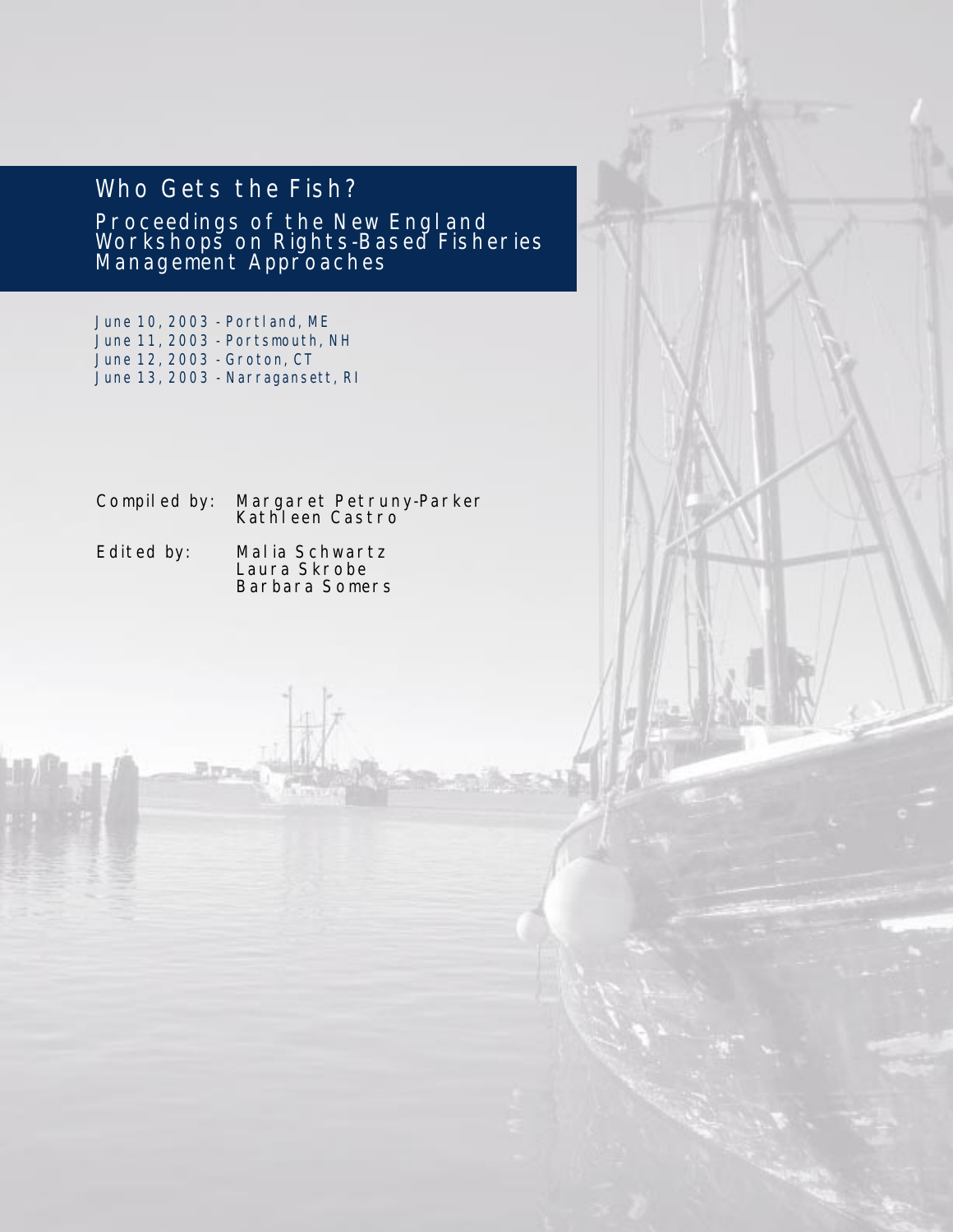# Who Gets the Fish?

## Proceedings of the New England Workshops on Rights-Based Fisheries Management Approaches

June 10, 2003 - Portland, ME
June 11, 2003 - Portsmouth, NH
June 12, 2003 - Groton, CT
June 13, 2003 - Narragansett, RI

Compiled by: Margaret Petruny-Parker
Kathleen Castro

Edited by: Malia Schwartz
Laura Skrobe
Barbara Somers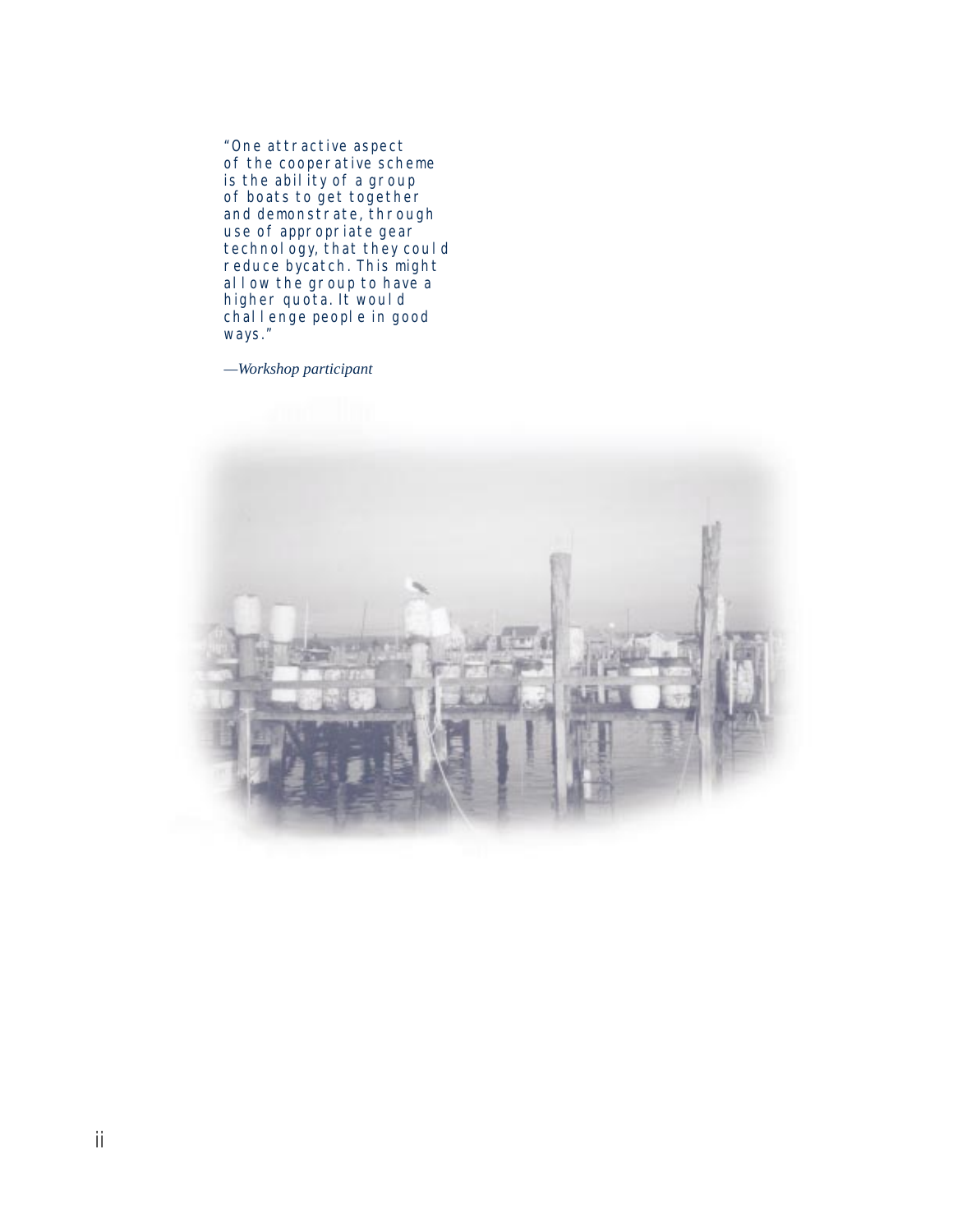"One attractive aspect of the cooperative scheme is the ability of a group of boats to get together and demonstrate, through use of appropriate gear technology, that they could reduce bycatch. This might allow the group to have a higher quota. It would challenge people in good ways."

*—Workshop participant*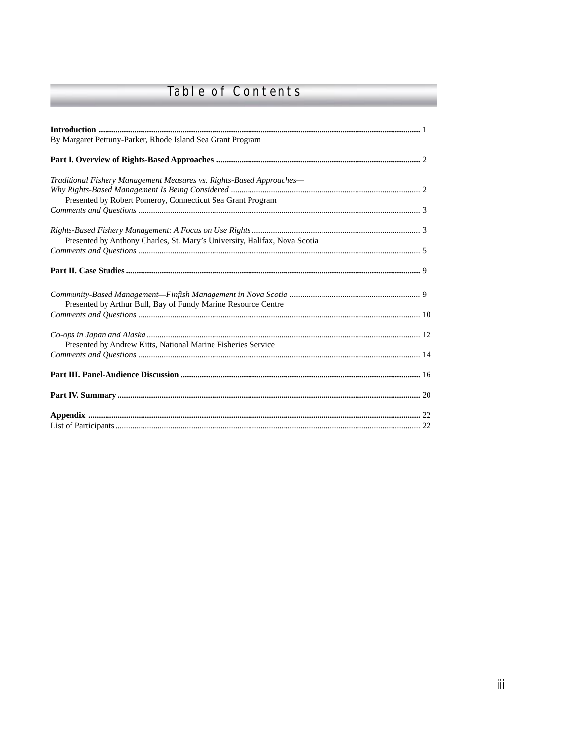# Table of Contents

**Introduction** ........................................................................ 1
By Margaret Petruny-Parker, Rhode Island Sea Grant Program

**Part I. Overview of Rights-Based Approaches** ........................................ 2

*Traditional Fishery Management Measures vs. Rights-Based Approaches—*
*Why Rights-Based Management Is Being Considered* ........................................ 2
Presented by Robert Pomeroy, Connecticut Sea Grant Program
*Comments and Questions* ........................................ 3

*Rights-Based Fishery Management: A Focus on Use Rights* ........................................ 3
Presented by Anthony Charles, St. Mary's University, Halifax, Nova Scotia
*Comments and Questions* ........................................ 5

**Part II. Case Studies** ........................................ 9

*Community-Based Management—Finfish Management in Nova Scotia* ........................................ 9
Presented by Arthur Bull, Bay of Fundy Marine Resource Centre
*Comments and Questions* ........................................ 10

*Co-ops in Japan and Alaska* ........................................ 12
Presented by Andrew Kitts, National Marine Fisheries Service
*Comments and Questions* ........................................ 14

**Part III. Panel-Audience Discussion** ........................................ 16

**Part IV. Summary** ........................................ 20

**Appendix** ........................................ 22
List of Participants ........................................ 22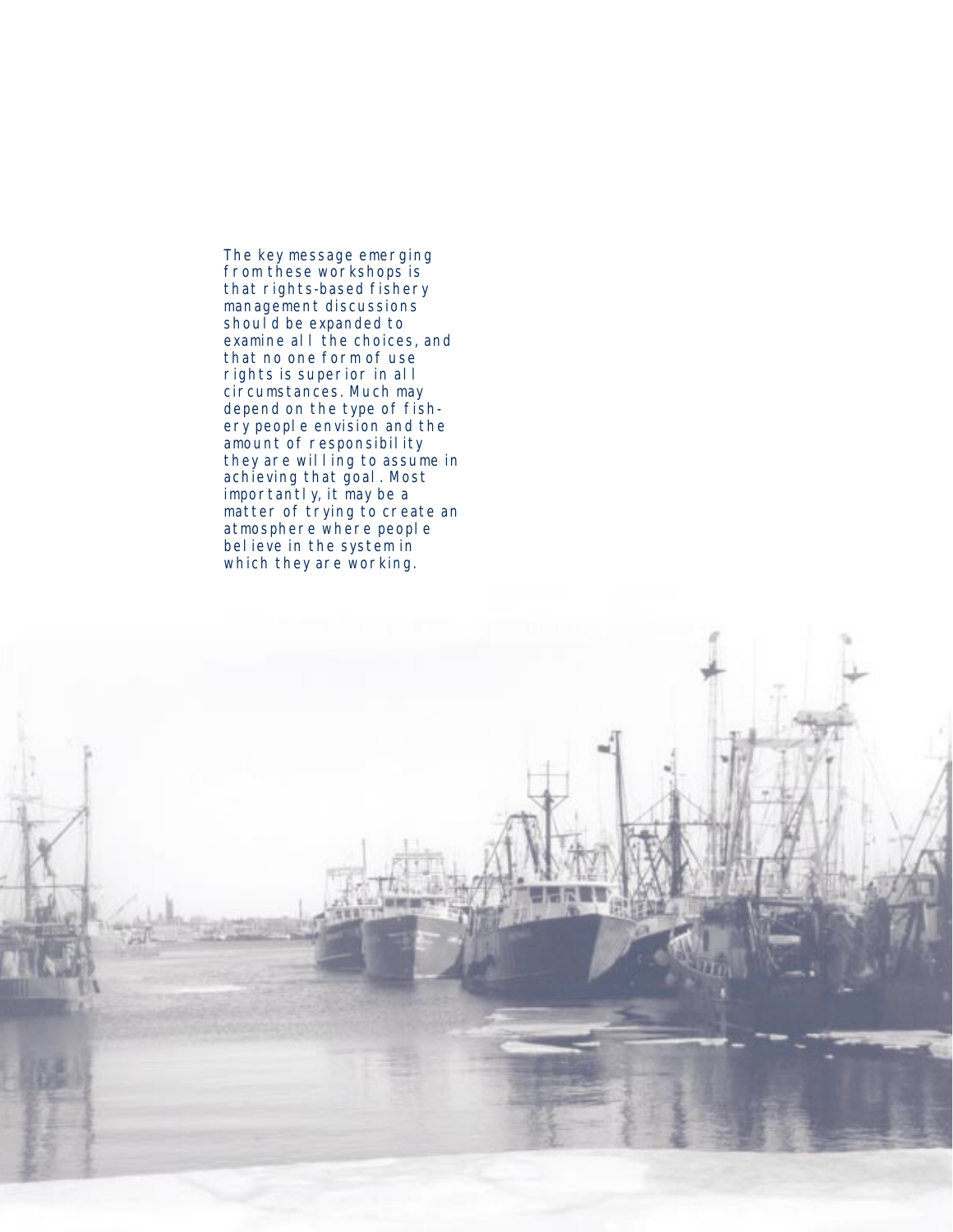The key message emerging from these workshops is that rights-based fishery management discussions should be expanded to examine all the choices, and that no one form of use rights is superior in all circumstances. Much may depend on the type of fishery people envision and the amount of responsibility they are willing to assume in achieving that goal. Most importantly, it may be a matter of trying to create an atmosphere where people believe in the system in which they are working.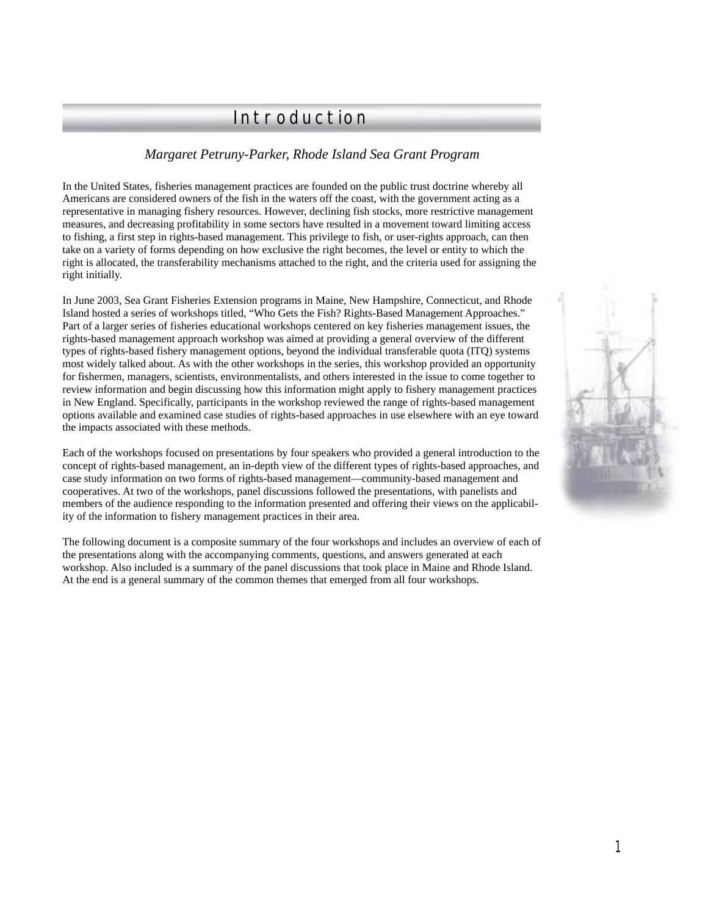# Introduction

*Margaret Petruny-Parker, Rhode Island Sea Grant Program*

In the United States, fisheries management practices are founded on the public trust doctrine whereby all Americans are considered owners of the fish in the waters off the coast, with the government acting as a representative in managing fishery resources. However, declining fish stocks, more restrictive management measures, and decreasing profitability in some sectors have resulted in a movement toward limiting access to fishing, a first step in rights-based management. This privilege to fish, or user-rights approach, can then take on a variety of forms depending on how exclusive the right becomes, the level or entity to which the right is allocated, the transferability mechanisms attached to the right, and the criteria used for assigning the right initially.

In June 2003, Sea Grant Fisheries Extension programs in Maine, New Hampshire, Connecticut, and Rhode Island hosted a series of workshops titled, "Who Gets the Fish? Rights-Based Management Approaches." Part of a larger series of fisheries educational workshops centered on key fisheries management issues, the rights-based management approach workshop was aimed at providing a general overview of the different types of rights-based fishery management options, beyond the individual transferable quota (ITQ) systems most widely talked about. As with the other workshops in the series, this workshop provided an opportunity for fishermen, managers, scientists, environmentalists, and others interested in the issue to come together to review information and begin discussing how this information might apply to fishery management practices in New England. Specifically, participants in the workshop reviewed the range of rights-based management options available and examined case studies of rights-based approaches in use elsewhere with an eye toward the impacts associated with these methods.

Each of the workshops focused on presentations by four speakers who provided a general introduction to the concept of rights-based management, an in-depth view of the different types of rights-based approaches, and case study information on two forms of rights-based management—community-based management and cooperatives. At two of the workshops, panel discussions followed the presentations, with panelists and members of the audience responding to the information presented and offering their views on the applicability of the information to fishery management practices in their area.

The following document is a composite summary of the four workshops and includes an overview of each of the presentations along with the accompanying comments, questions, and answers generated at each workshop. Also included is a summary of the panel discussions that took place in Maine and Rhode Island. At the end is a general summary of the common themes that emerged from all four workshops.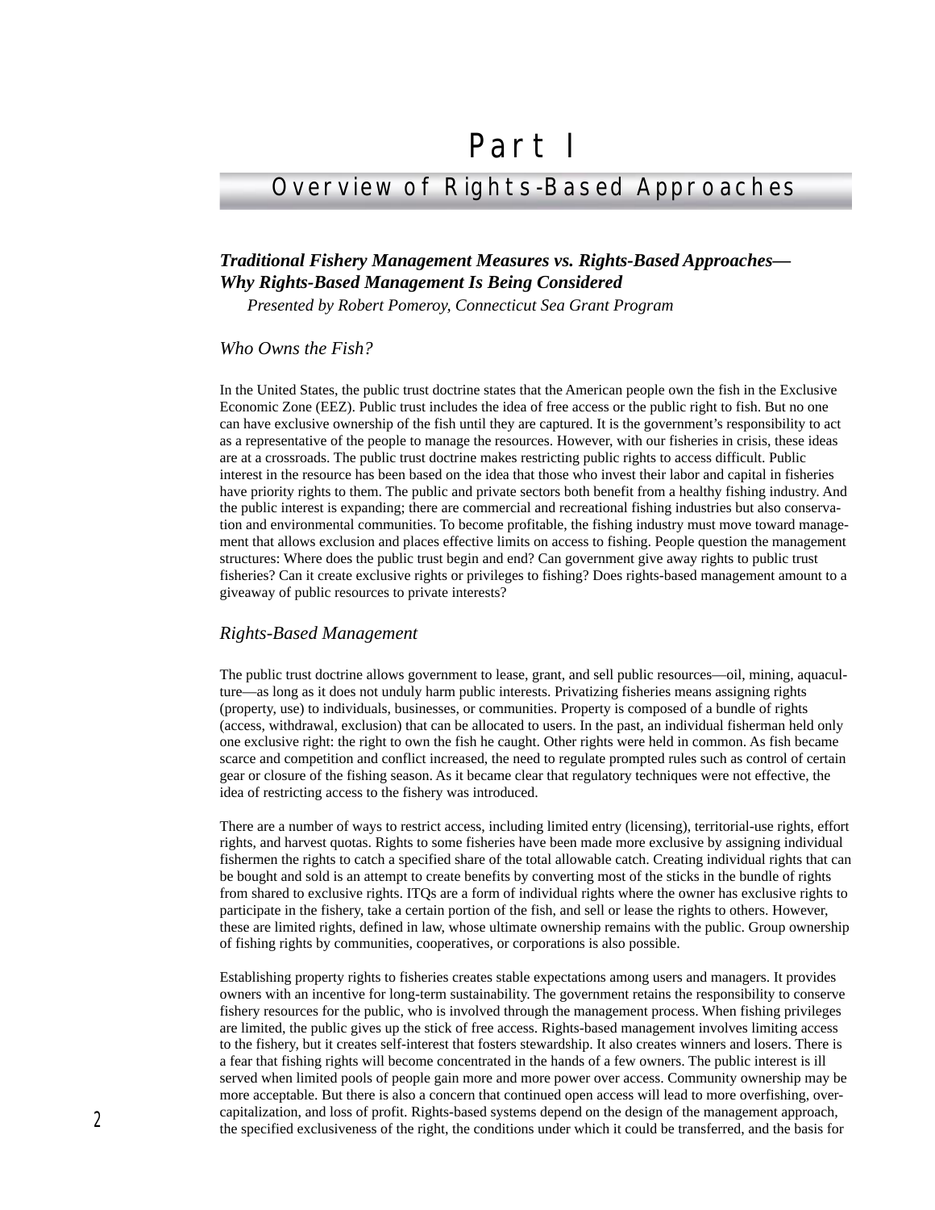# Part I

## Overview of Rights-Based Approaches

### *Traditional Fishery Management Measures vs. Rights-Based Approaches—Why Rights-Based Management Is Being Considered*

*Presented by Robert Pomeroy, Connecticut Sea Grant Program*

#### *Who Owns the Fish?*

In the United States, the public trust doctrine states that the American people own the fish in the Exclusive Economic Zone (EEZ). Public trust includes the idea of free access or the public right to fish. But no one can have exclusive ownership of the fish until they are captured. It is the government's responsibility to act as a representative of the people to manage the resources. However, with our fisheries in crisis, these ideas are at a crossroads. The public trust doctrine makes restricting public rights to access difficult. Public interest in the resource has been based on the idea that those who invest their labor and capital in fisheries have priority rights to them. The public and private sectors both benefit from a healthy fishing industry. And the public interest is expanding; there are commercial and recreational fishing industries but also conservation and environmental communities. To become profitable, the fishing industry must move toward management that allows exclusion and places effective limits on access to fishing. People question the management structures: Where does the public trust begin and end? Can government give away rights to public trust fisheries? Can it create exclusive rights or privileges to fishing? Does rights-based management amount to a giveaway of public resources to private interests?

#### *Rights-Based Management*

The public trust doctrine allows government to lease, grant, and sell public resources—oil, mining, aquaculture—as long as it does not unduly harm public interests. Privatizing fisheries means assigning rights (property, use) to individuals, businesses, or communities. Property is composed of a bundle of rights (access, withdrawal, exclusion) that can be allocated to users. In the past, an individual fisherman held only one exclusive right: the right to own the fish he caught. Other rights were held in common. As fish became scarce and competition and conflict increased, the need to regulate prompted rules such as control of certain gear or closure of the fishing season. As it became clear that regulatory techniques were not effective, the idea of restricting access to the fishery was introduced.

There are a number of ways to restrict access, including limited entry (licensing), territorial-use rights, effort rights, and harvest quotas. Rights to some fisheries have been made more exclusive by assigning individual fishermen the rights to catch a specified share of the total allowable catch. Creating individual rights that can be bought and sold is an attempt to create benefits by converting most of the sticks in the bundle of rights from shared to exclusive rights. ITQs are a form of individual rights where the owner has exclusive rights to participate in the fishery, take a certain portion of the fish, and sell or lease the rights to others. However, these are limited rights, defined in law, whose ultimate ownership remains with the public. Group ownership of fishing rights by communities, cooperatives, or corporations is also possible.

Establishing property rights to fisheries creates stable expectations among users and managers. It provides owners with an incentive for long-term sustainability. The government retains the responsibility to conserve fishery resources for the public, who is involved through the management process. When fishing privileges are limited, the public gives up the stick of free access. Rights-based management involves limiting access to the fishery, but it creates self-interest that fosters stewardship. It also creates winners and losers. There is a fear that fishing rights will become concentrated in the hands of a few owners. The public interest is ill served when limited pools of people gain more and more power over access. Community ownership may be more acceptable. But there is also a concern that continued open access will lead to more overfishing, overcapitalization, and loss of profit. Rights-based systems depend on the design of the management approach, the specified exclusiveness of the right, the conditions under which it could be transferred, and the basis for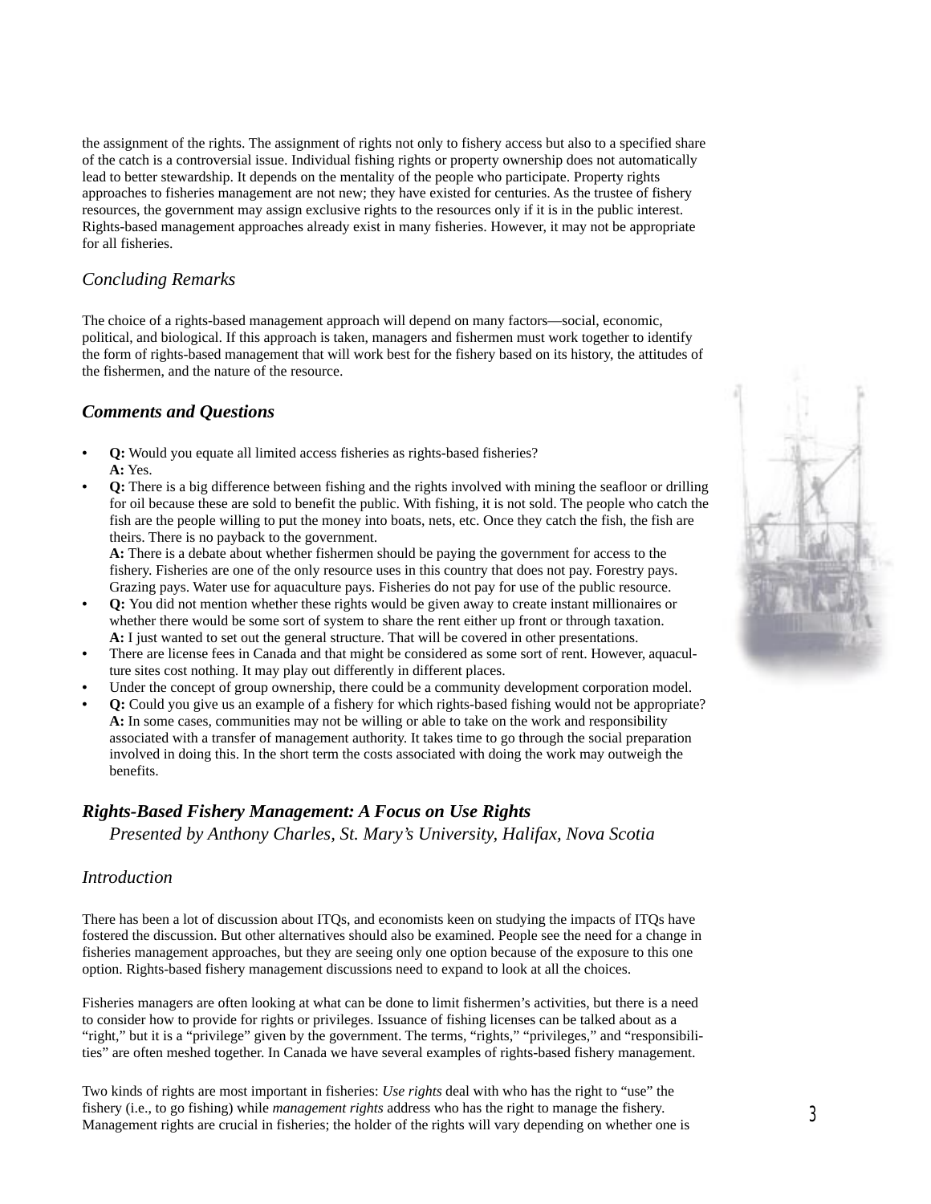the assignment of the rights. The assignment of rights not only to fishery access but also to a specified share of the catch is a controversial issue. Individual fishing rights or property ownership does not automatically lead to better stewardship. It depends on the mentality of the people who participate. Property rights approaches to fisheries management are not new; they have existed for centuries. As the trustee of fishery resources, the government may assign exclusive rights to the resources only if it is in the public interest. Rights-based management approaches already exist in many fisheries. However, it may not be appropriate for all fisheries.

### *Concluding Remarks*

The choice of a rights-based management approach will depend on many factors—social, economic, political, and biological. If this approach is taken, managers and fishermen must work together to identify the form of rights-based management that will work best for the fishery based on its history, the attitudes of the fishermen, and the nature of the resource.

### ***Comments and Questions***

- **Q:** Would you equate all limited access fisheries as rights-based fisheries?
  **A:** Yes.
- **Q:** There is a big difference between fishing and the rights involved with mining the seafloor or drilling for oil because these are sold to benefit the public. With fishing, it is not sold. The people who catch the fish are the people willing to put the money into boats, nets, etc. Once they catch the fish, the fish are theirs. There is no payback to the government.
  **A:** There is a debate about whether fishermen should be paying the government for access to the fishery. Fisheries are one of the only resource uses in this country that does not pay. Forestry pays. Grazing pays. Water use for aquaculture pays. Fisheries do not pay for use of the public resource.
- **Q:** You did not mention whether these rights would be given away to create instant millionaires or whether there would be some sort of system to share the rent either up front or through taxation.
  **A:** I just wanted to set out the general structure. That will be covered in other presentations.
- There are license fees in Canada and that might be considered as some sort of rent. However, aquaculture sites cost nothing. It may play out differently in different places.
- Under the concept of group ownership, there could be a community development corporation model.
- **Q:** Could you give us an example of a fishery for which rights-based fishing would not be appropriate?
  **A:** In some cases, communities may not be willing or able to take on the work and responsibility associated with a transfer of management authority. It takes time to go through the social preparation involved in doing this. In the short term the costs associated with doing the work may outweigh the benefits.

## ***Rights-Based Fishery Management: A Focus on Use Rights***

*Presented by Anthony Charles, St. Mary's University, Halifax, Nova Scotia*

### *Introduction*

There has been a lot of discussion about ITQs, and economists keen on studying the impacts of ITQs have fostered the discussion. But other alternatives should also be examined. People see the need for a change in fisheries management approaches, but they are seeing only one option because of the exposure to this one option. Rights-based fishery management discussions need to expand to look at all the choices.

Fisheries managers are often looking at what can be done to limit fishermen's activities, but there is a need to consider how to provide for rights or privileges. Issuance of fishing licenses can be talked about as a "right," but it is a "privilege" given by the government. The terms, "rights," "privileges," and "responsibilities" are often meshed together. In Canada we have several examples of rights-based fishery management.

Two kinds of rights are most important in fisheries: *Use rights* deal with who has the right to "use" the fishery (i.e., to go fishing) while *management rights* address who has the right to manage the fishery. Management rights are crucial in fisheries; the holder of the rights will vary depending on whether one is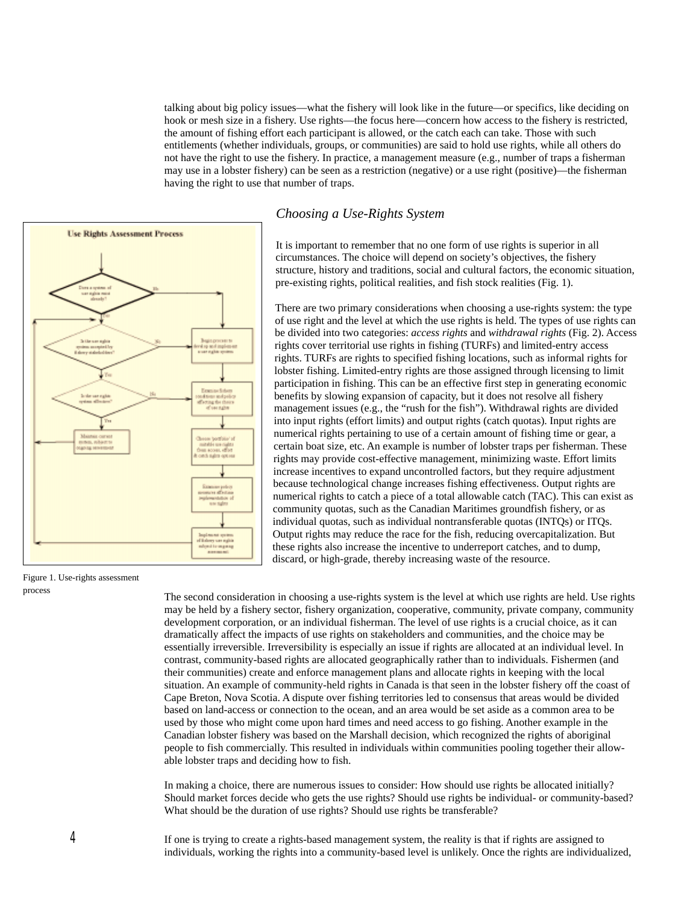talking about big policy issues—what the fishery will look like in the future—or specifics, like deciding on hook or mesh size in a fishery. Use rights—the focus here—concern how access to the fishery is restricted, the amount of fishing effort each participant is allowed, or the catch each can take. Those with such entitlements (whether individuals, groups, or communities) are said to hold use rights, while all others do not have the right to use the fishery. In practice, a management measure (e.g., number of traps a fisherman may use in a lobster fishery) can be seen as a restriction (negative) or a use right (positive)—the fisherman having the right to use that number of traps.

## *Choosing a Use-Rights System*

It is important to remember that no one form of use rights is superior in all circumstances. The choice will depend on society's objectives, the fishery structure, history and traditions, social and cultural factors, the economic situation, pre-existing rights, political realities, and fish stock realities (Fig. 1).

There are two primary considerations when choosing a use-rights system: the type of use right and the level at which the use rights is held. The types of use rights can be divided into two categories: *access rights* and *withdrawal rights* (Fig. 2). Access rights cover territorial use rights in fishing (TURFs) and limited-entry access rights. TURFs are rights to specified fishing locations, such as informal rights for lobster fishing. Limited-entry rights are those assigned through licensing to limit participation in fishing. This can be an effective first step in generating economic benefits by slowing expansion of capacity, but it does not resolve all fishery management issues (e.g., the "rush for the fish"). Withdrawal rights are divided into input rights (effort limits) and output rights (catch quotas). Input rights are numerical rights pertaining to use of a certain amount of fishing time or gear, a certain boat size, etc. An example is number of lobster traps per fisherman. These rights may provide cost-effective management, minimizing waste. Effort limits increase incentives to expand uncontrolled factors, but they require adjustment because technological change increases fishing effectiveness. Output rights are numerical rights to catch a piece of a total allowable catch (TAC). This can exist as community quotas, such as the Canadian Maritimes groundfish fishery, or as individual quotas, such as individual nontransferable quotas (INTQs) or ITQs. Output rights may reduce the race for the fish, reducing overcapitalization. But these rights also increase the incentive to underreport catches, and to dump, discard, or high-grade, thereby increasing waste of the resource.

Figure 1. Use-rights assessment process

The second consideration in choosing a use-rights system is the level at which use rights are held. Use rights may be held by a fishery sector, fishery organization, cooperative, community, private company, community development corporation, or an individual fisherman. The level of use rights is a crucial choice, as it can dramatically affect the impacts of use rights on stakeholders and communities, and the choice may be essentially irreversible. Irreversibility is especially an issue if rights are allocated at an individual level. In contrast, community-based rights are allocated geographically rather than to individuals. Fishermen (and their communities) create and enforce management plans and allocate rights in keeping with the local situation. An example of community-held rights in Canada is that seen in the lobster fishery off the coast of Cape Breton, Nova Scotia. A dispute over fishing territories led to consensus that areas would be divided based on land-access or connection to the ocean, and an area would be set aside as a common area to be used by those who might come upon hard times and need access to go fishing. Another example in the Canadian lobster fishery was based on the Marshall decision, which recognized the rights of aboriginal people to fish commercially. This resulted in individuals within communities pooling together their allowable lobster traps and deciding how to fish.

In making a choice, there are numerous issues to consider: How should use rights be allocated initially? Should market forces decide who gets the use rights? Should use rights be individual- or community-based? What should be the duration of use rights? Should use rights be transferable?

If one is trying to create a rights-based management system, the reality is that if rights are assigned to individuals, working the rights into a community-based level is unlikely. Once the rights are individualized,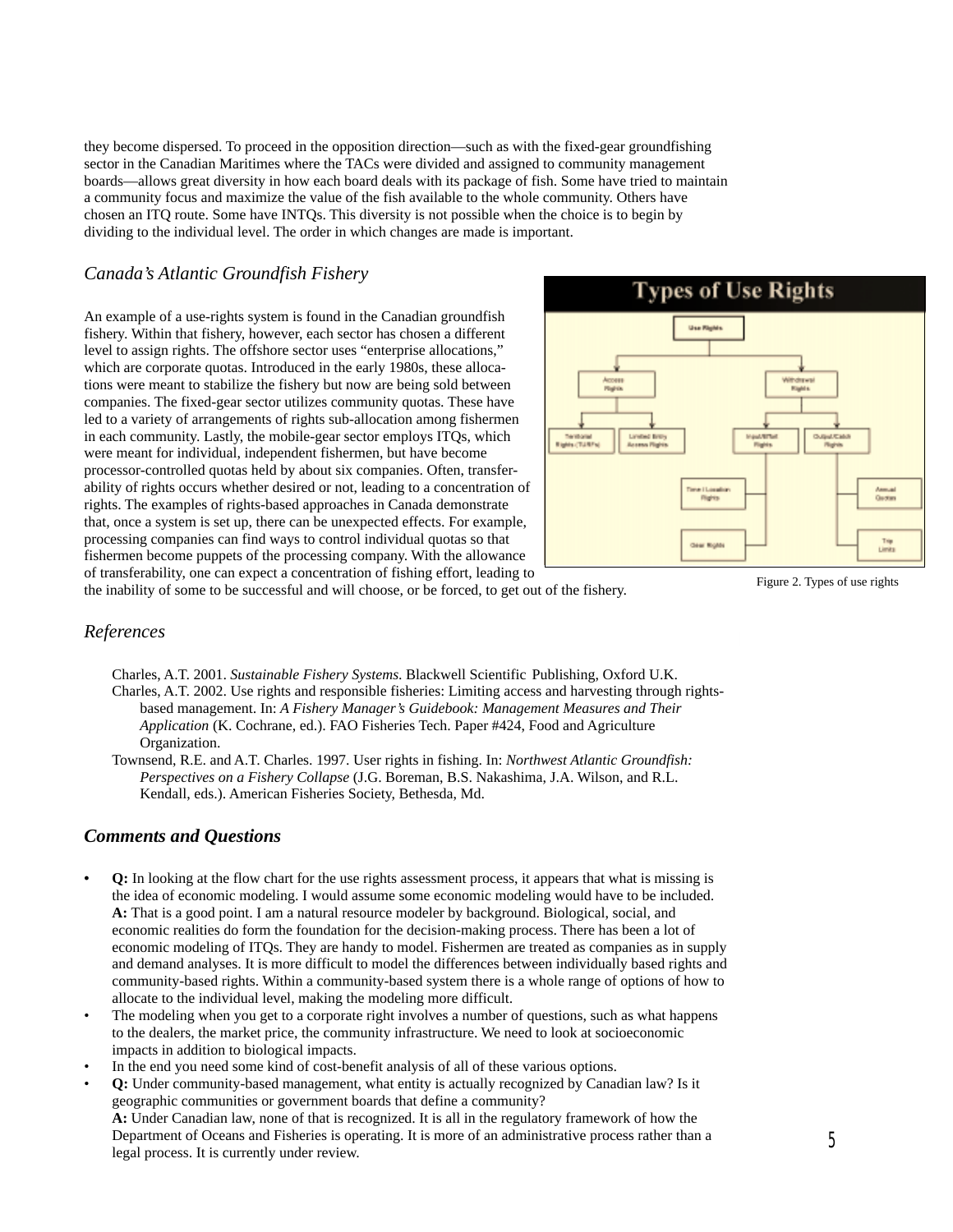they become dispersed. To proceed in the opposition direction—such as with the fixed-gear groundfishing sector in the Canadian Maritimes where the TACs were divided and assigned to community management boards—allows great diversity in how each board deals with its package of fish. Some have tried to maintain a community focus and maximize the value of the fish available to the whole community. Others have chosen an ITQ route. Some have INTQs. This diversity is not possible when the choice is to begin by dividing to the individual level. The order in which changes are made is important.

## *Canada's Atlantic Groundfish Fishery*

An example of a use-rights system is found in the Canadian groundfish fishery. Within that fishery, however, each sector has chosen a different level to assign rights. The offshore sector uses "enterprise allocations," which are corporate quotas. Introduced in the early 1980s, these allocations were meant to stabilize the fishery but now are being sold between companies. The fixed-gear sector utilizes community quotas. These have led to a variety of arrangements of rights sub-allocation among fishermen in each community. Lastly, the mobile-gear sector employs ITQs, which were meant for individual, independent fishermen, but have become processor-controlled quotas held by about six companies. Often, transferability of rights occurs whether desired or not, leading to a concentration of rights. The examples of rights-based approaches in Canada demonstrate that, once a system is set up, there can be unexpected effects. For example, processing companies can find ways to control individual quotas so that fishermen become puppets of the processing company. With the allowance of transferability, one can expect a concentration of fishing effort, leading to the inability of some to be successful and will choose, or be forced, to get out of the fishery.

Figure 2. Types of use rights

## *References*

Charles, A.T. 2001. *Sustainable Fishery Systems*. Blackwell Scientific Publishing, Oxford U.K.

Charles, A.T. 2002. Use rights and responsible fisheries: Limiting access and harvesting through rights-based management. In: *A Fishery Manager's Guidebook: Management Measures and Their Application* (K. Cochrane, ed.). FAO Fisheries Tech. Paper #424, Food and Agriculture Organization.

Townsend, R.E. and A.T. Charles. 1997. User rights in fishing. In: *Northwest Atlantic Groundfish: Perspectives on a Fishery Collapse* (J.G. Boreman, B.S. Nakashima, J.A. Wilson, and R.L. Kendall, eds.). American Fisheries Society, Bethesda, Md.

## ***Comments and Questions***

- **Q:** In looking at the flow chart for the use rights assessment process, it appears that what is missing is the idea of economic modeling. I would assume some economic modeling would have to be included.
  **A:** That is a good point. I am a natural resource modeler by background. Biological, social, and economic realities do form the foundation for the decision-making process. There has been a lot of economic modeling of ITQs. They are handy to model. Fishermen are treated as companies as in supply and demand analyses. It is more difficult to model the differences between individually based rights and community-based rights. Within a community-based system there is a whole range of options of how to allocate to the individual level, making the modeling more difficult.
- The modeling when you get to a corporate right involves a number of questions, such as what happens to the dealers, the market price, the community infrastructure. We need to look at socioeconomic impacts in addition to biological impacts.
- In the end you need some kind of cost-benefit analysis of all of these various options.
- **Q:** Under community-based management, what entity is actually recognized by Canadian law? Is it geographic communities or government boards that define a community?
  **A:** Under Canadian law, none of that is recognized. It is all in the regulatory framework of how the Department of Oceans and Fisheries is operating. It is more of an administrative process rather than a legal process. It is currently under review.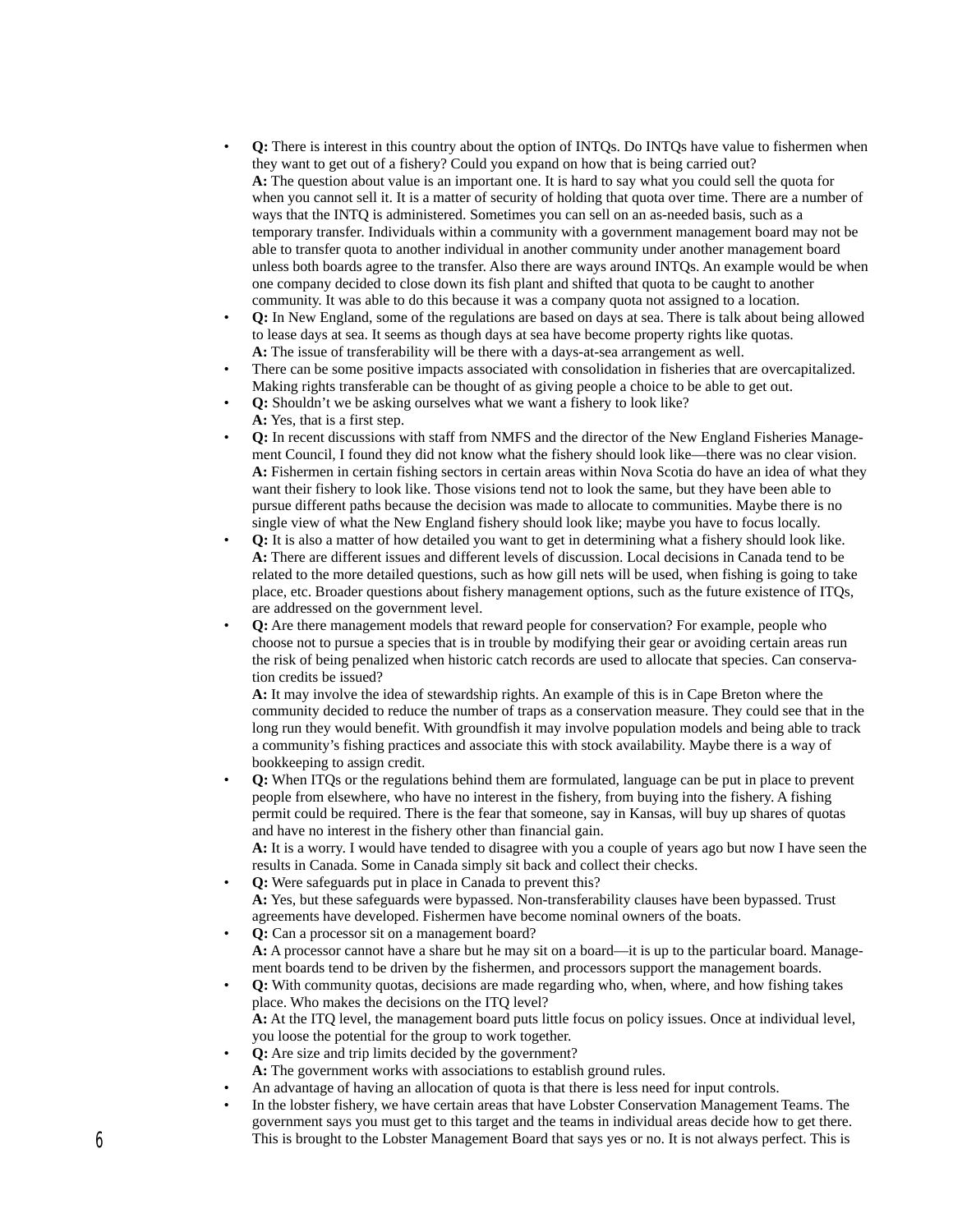- **Q:** There is interest in this country about the option of INTQs. Do INTQs have value to fishermen when they want to get out of a fishery? Could you expand on how that is being carried out?
  **A:** The question about value is an important one. It is hard to say what you could sell the quota for when you cannot sell it. It is a matter of security of holding that quota over time. There are a number of ways that the INTQ is administered. Sometimes you can sell on an as-needed basis, such as a temporary transfer. Individuals within a community with a government management board may not be able to transfer quota to another individual in another community under another management board unless both boards agree to the transfer. Also there are ways around INTQs. An example would be when one company decided to close down its fish plant and shifted that quota to be caught to another community. It was able to do this because it was a company quota not assigned to a location.
- **Q:** In New England, some of the regulations are based on days at sea. There is talk about being allowed to lease days at sea. It seems as though days at sea have become property rights like quotas.
  **A:** The issue of transferability will be there with a days-at-sea arrangement as well.
- There can be some positive impacts associated with consolidation in fisheries that are overcapitalized. Making rights transferable can be thought of as giving people a choice to be able to get out.
- **Q:** Shouldn't we be asking ourselves what we want a fishery to look like?
  **A:** Yes, that is a first step.
- **Q:** In recent discussions with staff from NMFS and the director of the New England Fisheries Management Council, I found they did not know what the fishery should look like—there was no clear vision.
  **A:** Fishermen in certain fishing sectors in certain areas within Nova Scotia do have an idea of what they want their fishery to look like. Those visions tend not to look the same, but they have been able to pursue different paths because the decision was made to allocate to communities. Maybe there is no single view of what the New England fishery should look like; maybe you have to focus locally.
- **Q:** It is also a matter of how detailed you want to get in determining what a fishery should look like.
  **A:** There are different issues and different levels of discussion. Local decisions in Canada tend to be related to the more detailed questions, such as how gill nets will be used, when fishing is going to take place, etc. Broader questions about fishery management options, such as the future existence of ITQs, are addressed on the government level.
- **Q:** Are there management models that reward people for conservation? For example, people who choose not to pursue a species that is in trouble by modifying their gear or avoiding certain areas run the risk of being penalized when historic catch records are used to allocate that species. Can conservation credits be issued?
  **A:** It may involve the idea of stewardship rights. An example of this is in Cape Breton where the community decided to reduce the number of traps as a conservation measure. They could see that in the long run they would benefit. With groundfish it may involve population models and being able to track a community's fishing practices and associate this with stock availability. Maybe there is a way of bookkeeping to assign credit.
- **Q:** When ITQs or the regulations behind them are formulated, language can be put in place to prevent people from elsewhere, who have no interest in the fishery, from buying into the fishery. A fishing permit could be required. There is the fear that someone, say in Kansas, will buy up shares of quotas and have no interest in the fishery other than financial gain.
  **A:** It is a worry. I would have tended to disagree with you a couple of years ago but now I have seen the results in Canada. Some in Canada simply sit back and collect their checks.
- **Q:** Were safeguards put in place in Canada to prevent this?
  **A:** Yes, but these safeguards were bypassed. Non-transferability clauses have been bypassed. Trust agreements have developed. Fishermen have become nominal owners of the boats.
- **Q:** Can a processor sit on a management board?
  **A:** A processor cannot have a share but he may sit on a board—it is up to the particular board. Management boards tend to be driven by the fishermen, and processors support the management boards.
- **Q:** With community quotas, decisions are made regarding who, when, where, and how fishing takes place. Who makes the decisions on the ITQ level?
  **A:** At the ITQ level, the management board puts little focus on policy issues. Once at individual level, you loose the potential for the group to work together.
- **Q:** Are size and trip limits decided by the government?
  **A:** The government works with associations to establish ground rules.
- An advantage of having an allocation of quota is that there is less need for input controls.
- In the lobster fishery, we have certain areas that have Lobster Conservation Management Teams. The government says you must get to this target and the teams in individual areas decide how to get there. This is brought to the Lobster Management Board that says yes or no. It is not always perfect. This is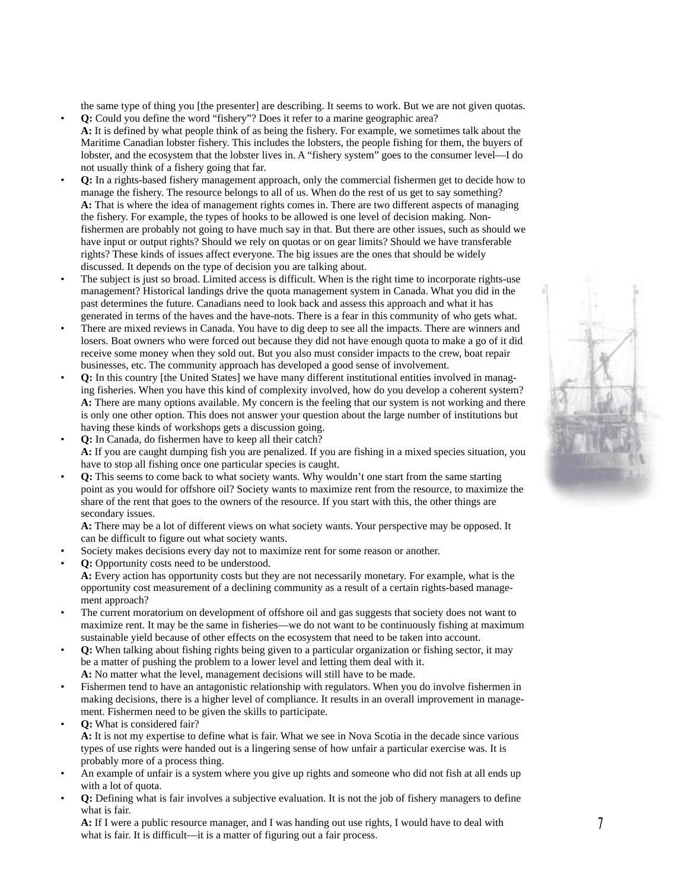the same type of thing you [the presenter] are describing. It seems to work. But we are not given quotas.

- **Q:** Could you define the word "fishery"? Does it refer to a marine geographic area?
  **A:** It is defined by what people think of as being the fishery. For example, we sometimes talk about the Maritime Canadian lobster fishery. This includes the lobsters, the people fishing for them, the buyers of lobster, and the ecosystem that the lobster lives in. A "fishery system" goes to the consumer level—I do not usually think of a fishery going that far.
- **Q:** In a rights-based fishery management approach, only the commercial fishermen get to decide how to manage the fishery. The resource belongs to all of us. When do the rest of us get to say something?
  **A:** That is where the idea of management rights comes in. There are two different aspects of managing the fishery. For example, the types of hooks to be allowed is one level of decision making. Non-fishermen are probably not going to have much say in that. But there are other issues, such as should we have input or output rights? Should we rely on quotas or on gear limits? Should we have transferable rights? These kinds of issues affect everyone. The big issues are the ones that should be widely discussed. It depends on the type of decision you are talking about.
- The subject is just so broad. Limited access is difficult. When is the right time to incorporate rights-use management? Historical landings drive the quota management system in Canada. What you did in the past determines the future. Canadians need to look back and assess this approach and what it has generated in terms of the haves and the have-nots. There is a fear in this community of who gets what.
- There are mixed reviews in Canada. You have to dig deep to see all the impacts. There are winners and losers. Boat owners who were forced out because they did not have enough quota to make a go of it did receive some money when they sold out. But you also must consider impacts to the crew, boat repair businesses, etc. The community approach has developed a good sense of involvement.
- **Q:** In this country [the United States] we have many different institutional entities involved in managing fisheries. When you have this kind of complexity involved, how do you develop a coherent system?
  **A:** There are many options available. My concern is the feeling that our system is not working and there is only one other option. This does not answer your question about the large number of institutions but having these kinds of workshops gets a discussion going.
- **Q:** In Canada, do fishermen have to keep all their catch?
  **A:** If you are caught dumping fish you are penalized. If you are fishing in a mixed species situation, you have to stop all fishing once one particular species is caught.
- **Q:** This seems to come back to what society wants. Why wouldn't one start from the same starting point as you would for offshore oil? Society wants to maximize rent from the resource, to maximize the share of the rent that goes to the owners of the resource. If you start with this, the other things are secondary issues.
  **A:** There may be a lot of different views on what society wants. Your perspective may be opposed. It can be difficult to figure out what society wants.
- Society makes decisions every day not to maximize rent for some reason or another.
- **Q:** Opportunity costs need to be understood.
  **A:** Every action has opportunity costs but they are not necessarily monetary. For example, what is the opportunity cost measurement of a declining community as a result of a certain rights-based management approach?
- The current moratorium on development of offshore oil and gas suggests that society does not want to maximize rent. It may be the same in fisheries—we do not want to be continuously fishing at maximum sustainable yield because of other effects on the ecosystem that need to be taken into account.
- **Q:** When talking about fishing rights being given to a particular organization or fishing sector, it may be a matter of pushing the problem to a lower level and letting them deal with it.
  **A:** No matter what the level, management decisions will still have to be made.
- Fishermen tend to have an antagonistic relationship with regulators. When you do involve fishermen in making decisions, there is a higher level of compliance. It results in an overall improvement in management. Fishermen need to be given the skills to participate.
- **Q:** What is considered fair?
  **A:** It is not my expertise to define what is fair. What we see in Nova Scotia in the decade since various types of use rights were handed out is a lingering sense of how unfair a particular exercise was. It is probably more of a process thing.
- An example of unfair is a system where you give up rights and someone who did not fish at all ends up with a lot of quota.
- **Q:** Defining what is fair involves a subjective evaluation. It is not the job of fishery managers to define what is fair.
  **A:** If I were a public resource manager, and I was handing out use rights, I would have to deal with what is fair. It is difficult—it is a matter of figuring out a fair process.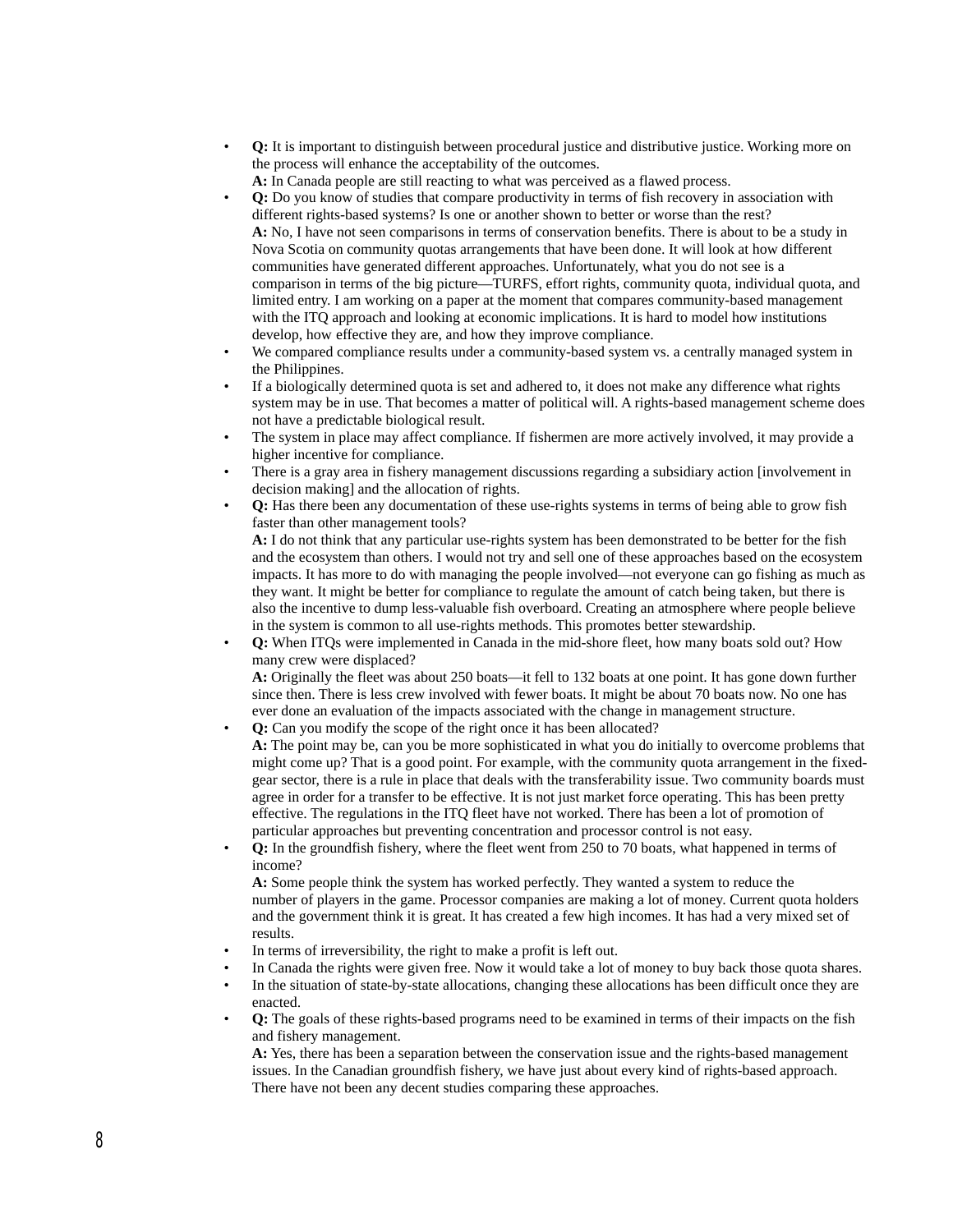- **Q:** It is important to distinguish between procedural justice and distributive justice. Working more on the process will enhance the acceptability of the outcomes.
  **A:** In Canada people are still reacting to what was perceived as a flawed process.
- **Q:** Do you know of studies that compare productivity in terms of fish recovery in association with different rights-based systems? Is one or another shown to better or worse than the rest?
  **A:** No, I have not seen comparisons in terms of conservation benefits. There is about to be a study in Nova Scotia on community quotas arrangements that have been done. It will look at how different communities have generated different approaches. Unfortunately, what you do not see is a comparison in terms of the big picture—TURFS, effort rights, community quota, individual quota, and limited entry. I am working on a paper at the moment that compares community-based management with the ITQ approach and looking at economic implications. It is hard to model how institutions develop, how effective they are, and how they improve compliance.
- We compared compliance results under a community-based system vs. a centrally managed system in the Philippines.
- If a biologically determined quota is set and adhered to, it does not make any difference what rights system may be in use. That becomes a matter of political will. A rights-based management scheme does not have a predictable biological result.
- The system in place may affect compliance. If fishermen are more actively involved, it may provide a higher incentive for compliance.
- There is a gray area in fishery management discussions regarding a subsidiary action [involvement in decision making] and the allocation of rights.
- **Q:** Has there been any documentation of these use-rights systems in terms of being able to grow fish faster than other management tools?
  **A:** I do not think that any particular use-rights system has been demonstrated to be better for the fish and the ecosystem than others. I would not try and sell one of these approaches based on the ecosystem impacts. It has more to do with managing the people involved—not everyone can go fishing as much as they want. It might be better for compliance to regulate the amount of catch being taken, but there is also the incentive to dump less-valuable fish overboard. Creating an atmosphere where people believe in the system is common to all use-rights methods. This promotes better stewardship.
- **Q:** When ITQs were implemented in Canada in the mid-shore fleet, how many boats sold out? How many crew were displaced?
  **A:** Originally the fleet was about 250 boats—it fell to 132 boats at one point. It has gone down further since then. There is less crew involved with fewer boats. It might be about 70 boats now. No one has ever done an evaluation of the impacts associated with the change in management structure.
- **Q:** Can you modify the scope of the right once it has been allocated?
  **A:** The point may be, can you be more sophisticated in what you do initially to overcome problems that might come up? That is a good point. For example, with the community quota arrangement in the fixed-gear sector, there is a rule in place that deals with the transferability issue. Two community boards must agree in order for a transfer to be effective. It is not just market force operating. This has been pretty effective. The regulations in the ITQ fleet have not worked. There has been a lot of promotion of particular approaches but preventing concentration and processor control is not easy.
- **Q:** In the groundfish fishery, where the fleet went from 250 to 70 boats, what happened in terms of income?
  **A:** Some people think the system has worked perfectly. They wanted a system to reduce the number of players in the game. Processor companies are making a lot of money. Current quota holders and the government think it is great. It has created a few high incomes. It has had a very mixed set of results.
- In terms of irreversibility, the right to make a profit is left out.
- In Canada the rights were given free. Now it would take a lot of money to buy back those quota shares.
- In the situation of state-by-state allocations, changing these allocations has been difficult once they are enacted.
- **Q:** The goals of these rights-based programs need to be examined in terms of their impacts on the fish and fishery management.
  **A:** Yes, there has been a separation between the conservation issue and the rights-based management issues. In the Canadian groundfish fishery, we have just about every kind of rights-based approach. There have not been any decent studies comparing these approaches.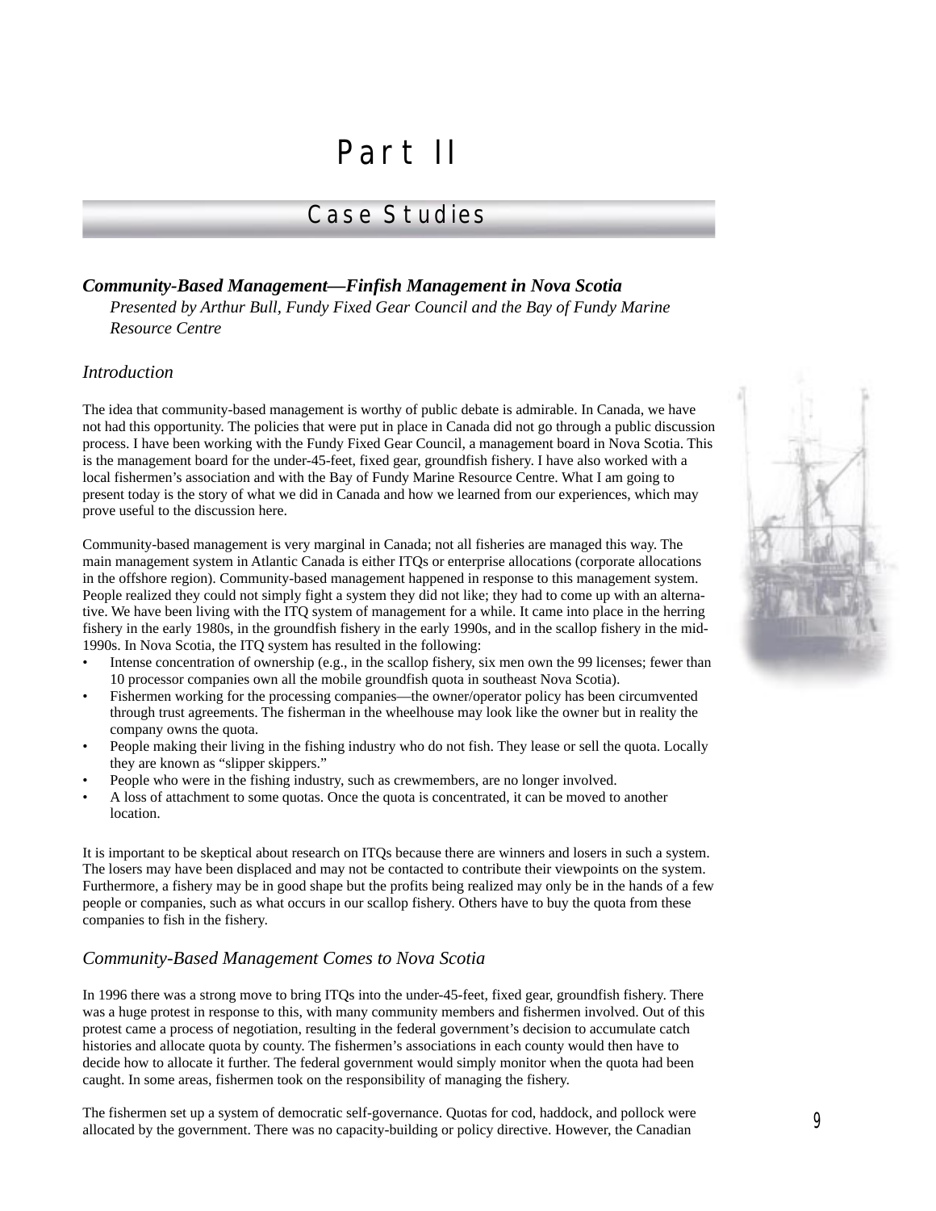# Part II

## Case Studies

### *Community-Based Management—Finfish Management in Nova Scotia*

*Presented by Arthur Bull, Fundy Fixed Gear Council and the Bay of Fundy Marine Resource Centre*

#### *Introduction*

The idea that community-based management is worthy of public debate is admirable. In Canada, we have not had this opportunity. The policies that were put in place in Canada did not go through a public discussion process. I have been working with the Fundy Fixed Gear Council, a management board in Nova Scotia. This is the management board for the under-45-feet, fixed gear, groundfish fishery. I have also worked with a local fishermen's association and with the Bay of Fundy Marine Resource Centre. What I am going to present today is the story of what we did in Canada and how we learned from our experiences, which may prove useful to the discussion here.

Community-based management is very marginal in Canada; not all fisheries are managed this way. The main management system in Atlantic Canada is either ITQs or enterprise allocations (corporate allocations in the offshore region). Community-based management happened in response to this management system. People realized they could not simply fight a system they did not like; they had to come up with an alternative. We have been living with the ITQ system of management for a while. It came into place in the herring fishery in the early 1980s, in the groundfish fishery in the early 1990s, and in the scallop fishery in the mid-1990s. In Nova Scotia, the ITQ system has resulted in the following:

- Intense concentration of ownership (e.g., in the scallop fishery, six men own the 99 licenses; fewer than 10 processor companies own all the mobile groundfish quota in southeast Nova Scotia).
- Fishermen working for the processing companies—the owner/operator policy has been circumvented through trust agreements. The fisherman in the wheelhouse may look like the owner but in reality the company owns the quota.
- People making their living in the fishing industry who do not fish. They lease or sell the quota. Locally they are known as "slipper skippers."
- People who were in the fishing industry, such as crewmembers, are no longer involved.
- A loss of attachment to some quotas. Once the quota is concentrated, it can be moved to another location.

It is important to be skeptical about research on ITQs because there are winners and losers in such a system. The losers may have been displaced and may not be contacted to contribute their viewpoints on the system. Furthermore, a fishery may be in good shape but the profits being realized may only be in the hands of a few people or companies, such as what occurs in our scallop fishery. Others have to buy the quota from these companies to fish in the fishery.

#### *Community-Based Management Comes to Nova Scotia*

In 1996 there was a strong move to bring ITQs into the under-45-feet, fixed gear, groundfish fishery. There was a huge protest in response to this, with many community members and fishermen involved. Out of this protest came a process of negotiation, resulting in the federal government's decision to accumulate catch histories and allocate quota by county. The fishermen's associations in each county would then have to decide how to allocate it further. The federal government would simply monitor when the quota had been caught. In some areas, fishermen took on the responsibility of managing the fishery.

The fishermen set up a system of democratic self-governance. Quotas for cod, haddock, and pollock were allocated by the government. There was no capacity-building or policy directive. However, the Canadian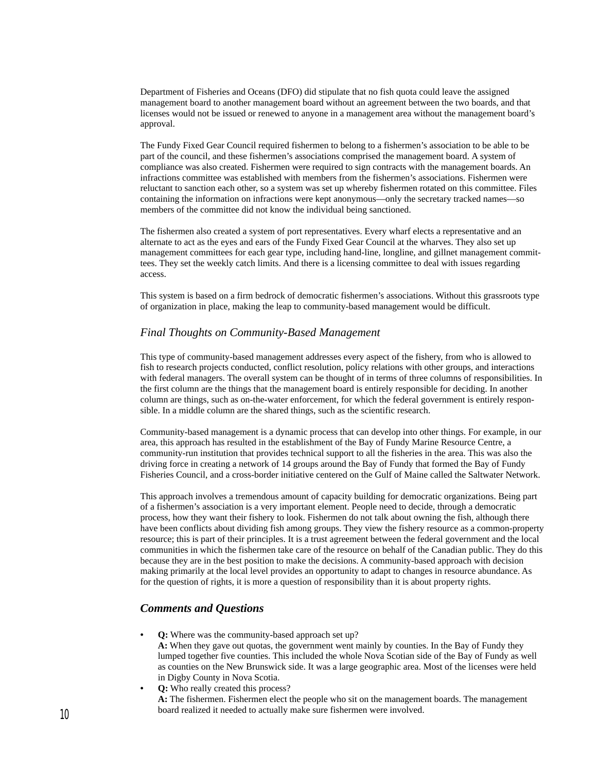Department of Fisheries and Oceans (DFO) did stipulate that no fish quota could leave the assigned management board to another management board without an agreement between the two boards, and that licenses would not be issued or renewed to anyone in a management area without the management board's approval.

The Fundy Fixed Gear Council required fishermen to belong to a fishermen's association to be able to be part of the council, and these fishermen's associations comprised the management board. A system of compliance was also created. Fishermen were required to sign contracts with the management boards. An infractions committee was established with members from the fishermen's associations. Fishermen were reluctant to sanction each other, so a system was set up whereby fishermen rotated on this committee. Files containing the information on infractions were kept anonymous—only the secretary tracked names—so members of the committee did not know the individual being sanctioned.

The fishermen also created a system of port representatives. Every wharf elects a representative and an alternate to act as the eyes and ears of the Fundy Fixed Gear Council at the wharves. They also set up management committees for each gear type, including hand-line, longline, and gillnet management committees. They set the weekly catch limits. And there is a licensing committee to deal with issues regarding access.

This system is based on a firm bedrock of democratic fishermen's associations. Without this grassroots type of organization in place, making the leap to community-based management would be difficult.

### *Final Thoughts on Community-Based Management*

This type of community-based management addresses every aspect of the fishery, from who is allowed to fish to research projects conducted, conflict resolution, policy relations with other groups, and interactions with federal managers. The overall system can be thought of in terms of three columns of responsibilities. In the first column are the things that the management board is entirely responsible for deciding. In another column are things, such as on-the-water enforcement, for which the federal government is entirely responsible. In a middle column are the shared things, such as the scientific research.

Community-based management is a dynamic process that can develop into other things. For example, in our area, this approach has resulted in the establishment of the Bay of Fundy Marine Resource Centre, a community-run institution that provides technical support to all the fisheries in the area. This was also the driving force in creating a network of 14 groups around the Bay of Fundy that formed the Bay of Fundy Fisheries Council, and a cross-border initiative centered on the Gulf of Maine called the Saltwater Network.

This approach involves a tremendous amount of capacity building for democratic organizations. Being part of a fishermen's association is a very important element. People need to decide, through a democratic process, how they want their fishery to look. Fishermen do not talk about owning the fish, although there have been conflicts about dividing fish among groups. They view the fishery resource as a common-property resource; this is part of their principles. It is a trust agreement between the federal government and the local communities in which the fishermen take care of the resource on behalf of the Canadian public. They do this because they are in the best position to make the decisions. A community-based approach with decision making primarily at the local level provides an opportunity to adapt to changes in resource abundance. As for the question of rights, it is more a question of responsibility than it is about property rights.

### ***Comments and Questions***

- **Q:** Where was the community-based approach set up?
  **A:** When they gave out quotas, the government went mainly by counties. In the Bay of Fundy they lumped together five counties. This included the whole Nova Scotian side of the Bay of Fundy as well as counties on the New Brunswick side. It was a large geographic area. Most of the licenses were held in Digby County in Nova Scotia.
- **Q:** Who really created this process?
  **A:** The fishermen. Fishermen elect the people who sit on the management boards. The management board realized it needed to actually make sure fishermen were involved.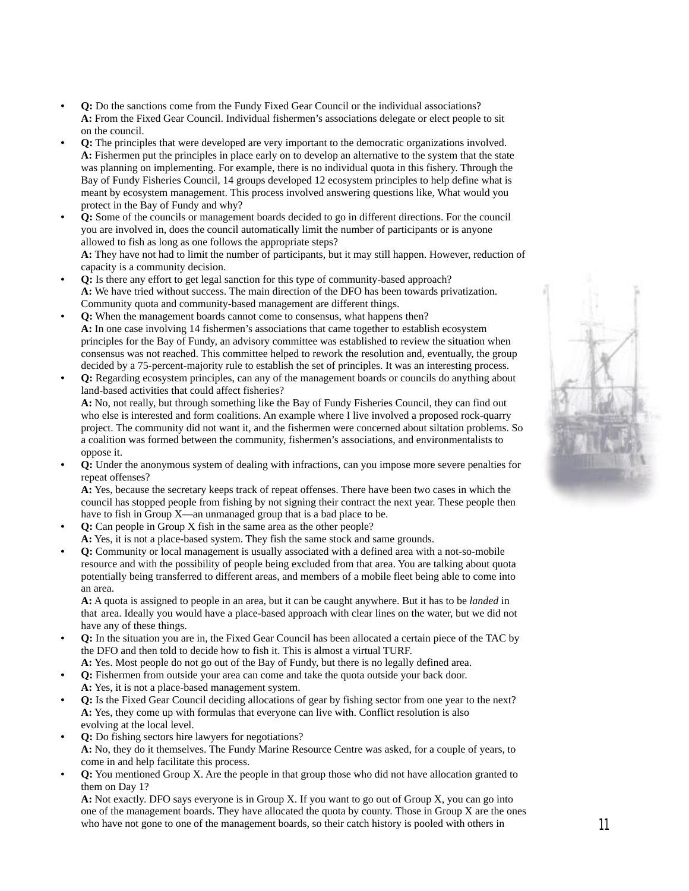- **Q:** Do the sanctions come from the Fundy Fixed Gear Council or the individual associations?
  **A:** From the Fixed Gear Council. Individual fishermen's associations delegate or elect people to sit on the council.
- **Q:** The principles that were developed are very important to the democratic organizations involved.
  **A:** Fishermen put the principles in place early on to develop an alternative to the system that the state was planning on implementing. For example, there is no individual quota in this fishery. Through the Bay of Fundy Fisheries Council, 14 groups developed 12 ecosystem principles to help define what is meant by ecosystem management. This process involved answering questions like, What would you protect in the Bay of Fundy and why?
- **Q:** Some of the councils or management boards decided to go in different directions. For the council you are involved in, does the council automatically limit the number of participants or is anyone allowed to fish as long as one follows the appropriate steps?
  **A:** They have not had to limit the number of participants, but it may still happen. However, reduction of capacity is a community decision.
- **Q:** Is there any effort to get legal sanction for this type of community-based approach?
  **A:** We have tried without success. The main direction of the DFO has been towards privatization. Community quota and community-based management are different things.
- **Q:** When the management boards cannot come to consensus, what happens then?
  **A:** In one case involving 14 fishermen's associations that came together to establish ecosystem principles for the Bay of Fundy, an advisory committee was established to review the situation when consensus was not reached. This committee helped to rework the resolution and, eventually, the group decided by a 75-percent-majority rule to establish the set of principles. It was an interesting process.
- **Q:** Regarding ecosystem principles, can any of the management boards or councils do anything about land-based activities that could affect fisheries?
  **A:** No, not really, but through something like the Bay of Fundy Fisheries Council, they can find out who else is interested and form coalitions. An example where I live involved a proposed rock-quarry project. The community did not want it, and the fishermen were concerned about siltation problems. So a coalition was formed between the community, fishermen's associations, and environmentalists to oppose it.
- **Q:** Under the anonymous system of dealing with infractions, can you impose more severe penalties for repeat offenses?
  **A:** Yes, because the secretary keeps track of repeat offenses. There have been two cases in which the council has stopped people from fishing by not signing their contract the next year. These people then have to fish in Group X—an unmanaged group that is a bad place to be.
- **Q:** Can people in Group X fish in the same area as the other people?
  **A:** Yes, it is not a place-based system. They fish the same stock and same grounds.
- **Q:** Community or local management is usually associated with a defined area with a not-so-mobile resource and with the possibility of people being excluded from that area. You are talking about quota potentially being transferred to different areas, and members of a mobile fleet being able to come into an area.
  **A:** A quota is assigned to people in an area, but it can be caught anywhere. But it has to be *landed* in that area. Ideally you would have a place-based approach with clear lines on the water, but we did not have any of these things.
- **Q:** In the situation you are in, the Fixed Gear Council has been allocated a certain piece of the TAC by the DFO and then told to decide how to fish it. This is almost a virtual TURF.
  **A:** Yes. Most people do not go out of the Bay of Fundy, but there is no legally defined area.
- **Q:** Fishermen from outside your area can come and take the quota outside your back door.
  **A:** Yes, it is not a place-based management system.
- **Q:** Is the Fixed Gear Council deciding allocations of gear by fishing sector from one year to the next?
  **A:** Yes, they come up with formulas that everyone can live with. Conflict resolution is also evolving at the local level.
- **Q:** Do fishing sectors hire lawyers for negotiations?
  **A:** No, they do it themselves. The Fundy Marine Resource Centre was asked, for a couple of years, to come in and help facilitate this process.
- **Q:** You mentioned Group X. Are the people in that group those who did not have allocation granted to them on Day 1?
  **A:** Not exactly. DFO says everyone is in Group X. If you want to go out of Group X, you can go into one of the management boards. They have allocated the quota by county. Those in Group X are the ones who have not gone to one of the management boards, so their catch history is pooled with others in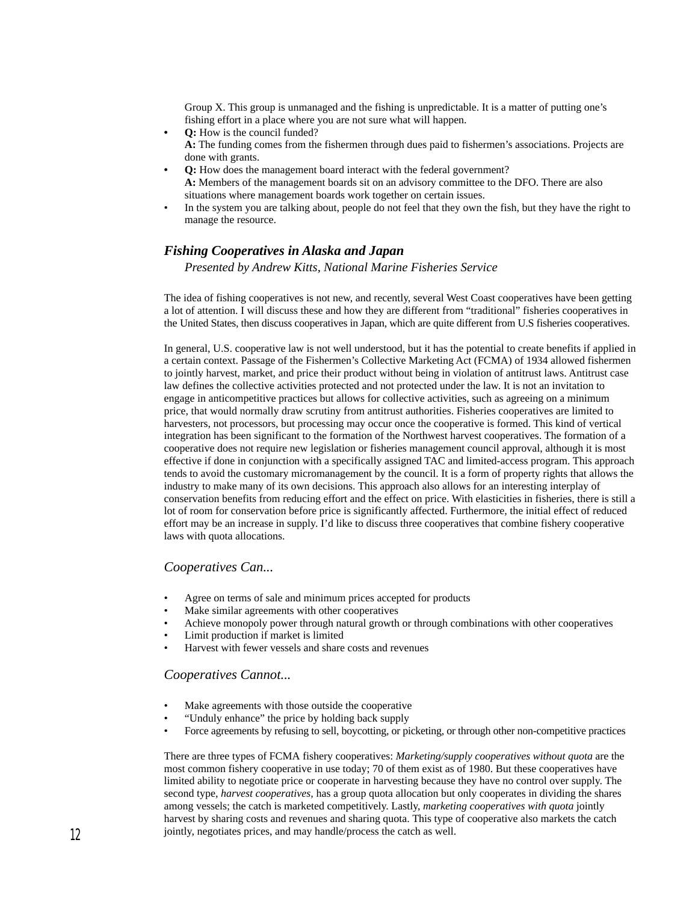Group X. This group is unmanaged and the fishing is unpredictable. It is a matter of putting one's fishing effort in a place where you are not sure what will happen.

- **Q:** How is the council funded?
  **A:** The funding comes from the fishermen through dues paid to fishermen's associations. Projects are done with grants.
- **Q:** How does the management board interact with the federal government?
  **A:** Members of the management boards sit on an advisory committee to the DFO. There are also situations where management boards work together on certain issues.
- In the system you are talking about, people do not feel that they own the fish, but they have the right to manage the resource.

## *Fishing Cooperatives in Alaska and Japan*

*Presented by Andrew Kitts, National Marine Fisheries Service*

The idea of fishing cooperatives is not new, and recently, several West Coast cooperatives have been getting a lot of attention. I will discuss these and how they are different from "traditional" fisheries cooperatives in the United States, then discuss cooperatives in Japan, which are quite different from U.S fisheries cooperatives.

In general, U.S. cooperative law is not well understood, but it has the potential to create benefits if applied in a certain context. Passage of the Fishermen's Collective Marketing Act (FCMA) of 1934 allowed fishermen to jointly harvest, market, and price their product without being in violation of antitrust laws. Antitrust case law defines the collective activities protected and not protected under the law. It is not an invitation to engage in anticompetitive practices but allows for collective activities, such as agreeing on a minimum price, that would normally draw scrutiny from antitrust authorities. Fisheries cooperatives are limited to harvesters, not processors, but processing may occur once the cooperative is formed. This kind of vertical integration has been significant to the formation of the Northwest harvest cooperatives. The formation of a cooperative does not require new legislation or fisheries management council approval, although it is most effective if done in conjunction with a specifically assigned TAC and limited-access program. This approach tends to avoid the customary micromanagement by the council. It is a form of property rights that allows the industry to make many of its own decisions. This approach also allows for an interesting interplay of conservation benefits from reducing effort and the effect on price. With elasticities in fisheries, there is still a lot of room for conservation before price is significantly affected. Furthermore, the initial effect of reduced effort may be an increase in supply. I'd like to discuss three cooperatives that combine fishery cooperative laws with quota allocations.

### *Cooperatives Can...*

- Agree on terms of sale and minimum prices accepted for products
- Make similar agreements with other cooperatives
- Achieve monopoly power through natural growth or through combinations with other cooperatives
- Limit production if market is limited
- Harvest with fewer vessels and share costs and revenues

### *Cooperatives Cannot...*

- Make agreements with those outside the cooperative
- "Unduly enhance" the price by holding back supply
- Force agreements by refusing to sell, boycotting, or picketing, or through other non-competitive practices

There are three types of FCMA fishery cooperatives: *Marketing/supply cooperatives without quota* are the most common fishery cooperative in use today; 70 of them exist as of 1980. But these cooperatives have limited ability to negotiate price or cooperate in harvesting because they have no control over supply. The second type, *harvest cooperatives,* has a group quota allocation but only cooperates in dividing the shares among vessels; the catch is marketed competitively. Lastly, *marketing cooperatives with quota* jointly harvest by sharing costs and revenues and sharing quota. This type of cooperative also markets the catch jointly, negotiates prices, and may handle/process the catch as well.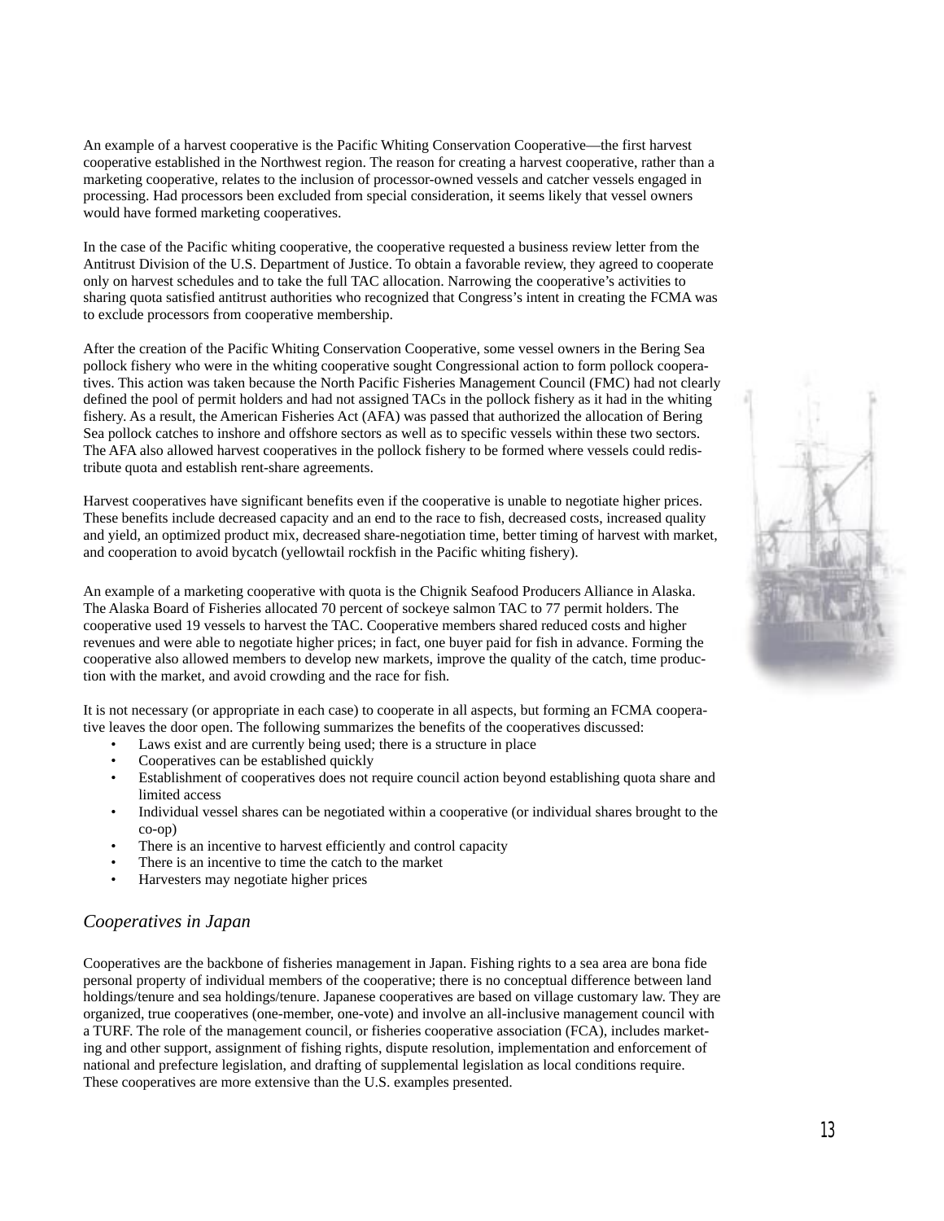An example of a harvest cooperative is the Pacific Whiting Conservation Cooperative—the first harvest cooperative established in the Northwest region. The reason for creating a harvest cooperative, rather than a marketing cooperative, relates to the inclusion of processor-owned vessels and catcher vessels engaged in processing. Had processors been excluded from special consideration, it seems likely that vessel owners would have formed marketing cooperatives.

In the case of the Pacific whiting cooperative, the cooperative requested a business review letter from the Antitrust Division of the U.S. Department of Justice. To obtain a favorable review, they agreed to cooperate only on harvest schedules and to take the full TAC allocation. Narrowing the cooperative's activities to sharing quota satisfied antitrust authorities who recognized that Congress's intent in creating the FCMA was to exclude processors from cooperative membership.

After the creation of the Pacific Whiting Conservation Cooperative, some vessel owners in the Bering Sea pollock fishery who were in the whiting cooperative sought Congressional action to form pollock cooperatives. This action was taken because the North Pacific Fisheries Management Council (FMC) had not clearly defined the pool of permit holders and had not assigned TACs in the pollock fishery as it had in the whiting fishery. As a result, the American Fisheries Act (AFA) was passed that authorized the allocation of Bering Sea pollock catches to inshore and offshore sectors as well as to specific vessels within these two sectors. The AFA also allowed harvest cooperatives in the pollock fishery to be formed where vessels could redistribute quota and establish rent-share agreements.

Harvest cooperatives have significant benefits even if the cooperative is unable to negotiate higher prices. These benefits include decreased capacity and an end to the race to fish, decreased costs, increased quality and yield, an optimized product mix, decreased share-negotiation time, better timing of harvest with market, and cooperation to avoid bycatch (yellowtail rockfish in the Pacific whiting fishery).

An example of a marketing cooperative with quota is the Chignik Seafood Producers Alliance in Alaska. The Alaska Board of Fisheries allocated 70 percent of sockeye salmon TAC to 77 permit holders. The cooperative used 19 vessels to harvest the TAC. Cooperative members shared reduced costs and higher revenues and were able to negotiate higher prices; in fact, one buyer paid for fish in advance. Forming the cooperative also allowed members to develop new markets, improve the quality of the catch, time production with the market, and avoid crowding and the race for fish.

It is not necessary (or appropriate in each case) to cooperate in all aspects, but forming an FCMA cooperative leaves the door open. The following summarizes the benefits of the cooperatives discussed:

- Laws exist and are currently being used; there is a structure in place
- Cooperatives can be established quickly
- Establishment of cooperatives does not require council action beyond establishing quota share and limited access
- Individual vessel shares can be negotiated within a cooperative (or individual shares brought to the co-op)
- There is an incentive to harvest efficiently and control capacity
- There is an incentive to time the catch to the market
- Harvesters may negotiate higher prices

## *Cooperatives in Japan*

Cooperatives are the backbone of fisheries management in Japan. Fishing rights to a sea area are bona fide personal property of individual members of the cooperative; there is no conceptual difference between land holdings/tenure and sea holdings/tenure. Japanese cooperatives are based on village customary law. They are organized, true cooperatives (one-member, one-vote) and involve an all-inclusive management council with a TURF. The role of the management council, or fisheries cooperative association (FCA), includes marketing and other support, assignment of fishing rights, dispute resolution, implementation and enforcement of national and prefecture legislation, and drafting of supplemental legislation as local conditions require. These cooperatives are more extensive than the U.S. examples presented.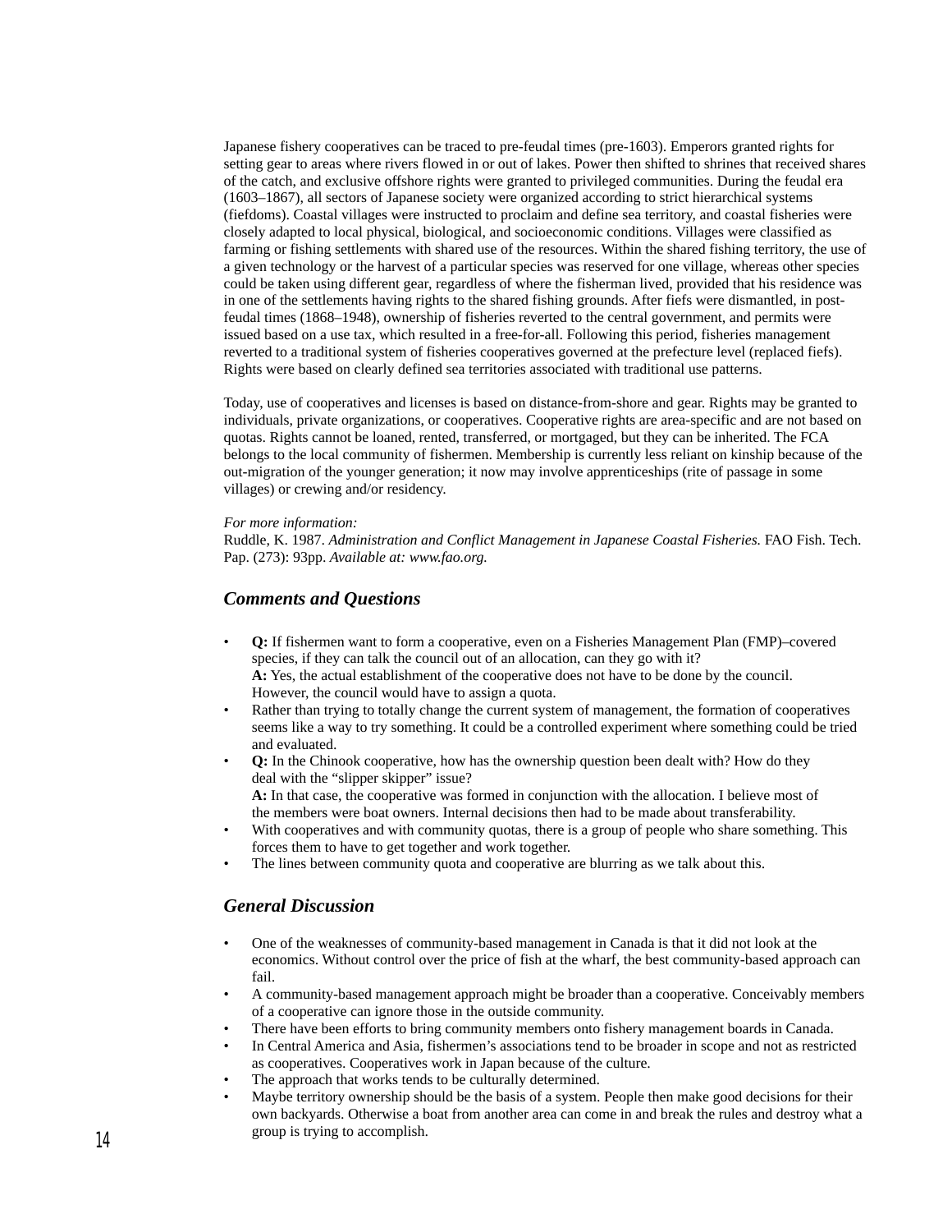Japanese fishery cooperatives can be traced to pre-feudal times (pre-1603). Emperors granted rights for setting gear to areas where rivers flowed in or out of lakes. Power then shifted to shrines that received shares of the catch, and exclusive offshore rights were granted to privileged communities. During the feudal era (1603–1867), all sectors of Japanese society were organized according to strict hierarchical systems (fiefdoms). Coastal villages were instructed to proclaim and define sea territory, and coastal fisheries were closely adapted to local physical, biological, and socioeconomic conditions. Villages were classified as farming or fishing settlements with shared use of the resources. Within the shared fishing territory, the use of a given technology or the harvest of a particular species was reserved for one village, whereas other species could be taken using different gear, regardless of where the fisherman lived, provided that his residence was in one of the settlements having rights to the shared fishing grounds. After fiefs were dismantled, in post-feudal times (1868–1948), ownership of fisheries reverted to the central government, and permits were issued based on a use tax, which resulted in a free-for-all. Following this period, fisheries management reverted to a traditional system of fisheries cooperatives governed at the prefecture level (replaced fiefs). Rights were based on clearly defined sea territories associated with traditional use patterns.

Today, use of cooperatives and licenses is based on distance-from-shore and gear. Rights may be granted to individuals, private organizations, or cooperatives. Cooperative rights are area-specific and are not based on quotas. Rights cannot be loaned, rented, transferred, or mortgaged, but they can be inherited. The FCA belongs to the local community of fishermen. Membership is currently less reliant on kinship because of the out-migration of the younger generation; it now may involve apprenticeships (rite of passage in some villages) or crewing and/or residency.

*For more information:*
Ruddle, K. 1987. *Administration and Conflict Management in Japanese Coastal Fisheries.* FAO Fish. Tech. Pap. (273): 93pp. *Available at: www.fao.org.*

### *Comments and Questions*

- **Q:** If fishermen want to form a cooperative, even on a Fisheries Management Plan (FMP)–covered species, if they can talk the council out of an allocation, can they go with it?
  **A:** Yes, the actual establishment of the cooperative does not have to be done by the council. However, the council would have to assign a quota.
- Rather than trying to totally change the current system of management, the formation of cooperatives seems like a way to try something. It could be a controlled experiment where something could be tried and evaluated.
- **Q:** In the Chinook cooperative, how has the ownership question been dealt with? How do they deal with the "slipper skipper" issue?
  **A:** In that case, the cooperative was formed in conjunction with the allocation. I believe most of the members were boat owners. Internal decisions then had to be made about transferability.
- With cooperatives and with community quotas, there is a group of people who share something. This forces them to have to get together and work together.
- The lines between community quota and cooperative are blurring as we talk about this.

### *General Discussion*

- One of the weaknesses of community-based management in Canada is that it did not look at the economics. Without control over the price of fish at the wharf, the best community-based approach can fail.
- A community-based management approach might be broader than a cooperative. Conceivably members of a cooperative can ignore those in the outside community.
- There have been efforts to bring community members onto fishery management boards in Canada.
- In Central America and Asia, fishermen's associations tend to be broader in scope and not as restricted as cooperatives. Cooperatives work in Japan because of the culture.
- The approach that works tends to be culturally determined.
- Maybe territory ownership should be the basis of a system. People then make good decisions for their own backyards. Otherwise a boat from another area can come in and break the rules and destroy what a group is trying to accomplish.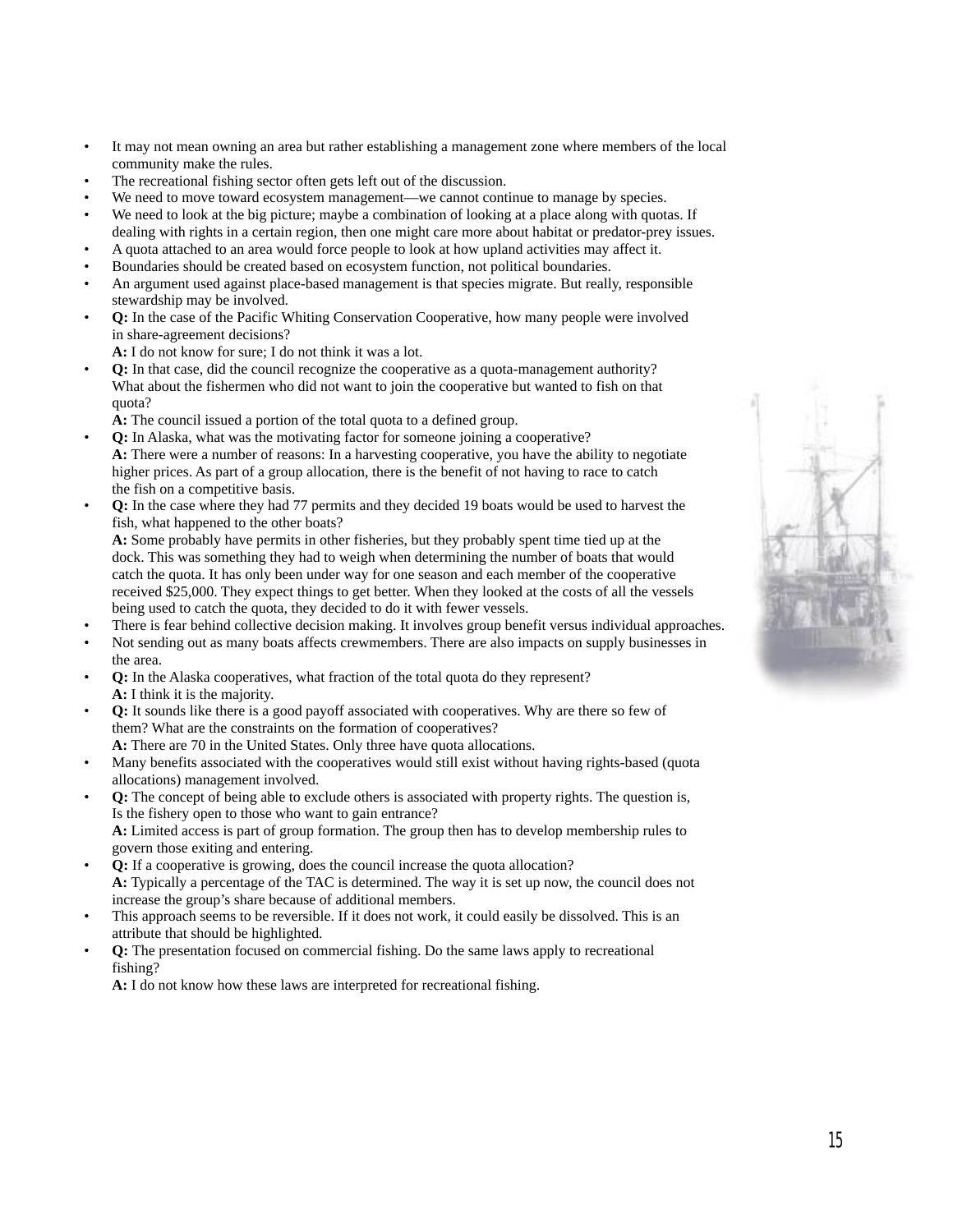- It may not mean owning an area but rather establishing a management zone where members of the local community make the rules.
- The recreational fishing sector often gets left out of the discussion.
- We need to move toward ecosystem management—we cannot continue to manage by species.
- We need to look at the big picture; maybe a combination of looking at a place along with quotas. If dealing with rights in a certain region, then one might care more about habitat or predator-prey issues.
- A quota attached to an area would force people to look at how upland activities may affect it.
- Boundaries should be created based on ecosystem function, not political boundaries.
- An argument used against place-based management is that species migrate. But really, responsible stewardship may be involved.
- **Q:** In the case of the Pacific Whiting Conservation Cooperative, how many people were involved in share-agreement decisions?
  **A:** I do not know for sure; I do not think it was a lot.
- **Q:** In that case, did the council recognize the cooperative as a quota-management authority? What about the fishermen who did not want to join the cooperative but wanted to fish on that quota?
  **A:** The council issued a portion of the total quota to a defined group.
- **Q:** In Alaska, what was the motivating factor for someone joining a cooperative?
  **A:** There were a number of reasons: In a harvesting cooperative, you have the ability to negotiate higher prices. As part of a group allocation, there is the benefit of not having to race to catch the fish on a competitive basis.
- **Q:** In the case where they had 77 permits and they decided 19 boats would be used to harvest the fish, what happened to the other boats?
  **A:** Some probably have permits in other fisheries, but they probably spent time tied up at the dock. This was something they had to weigh when determining the number of boats that would catch the quota. It has only been under way for one season and each member of the cooperative received $25,000. They expect things to get better. When they looked at the costs of all the vessels being used to catch the quota, they decided to do it with fewer vessels.
- There is fear behind collective decision making. It involves group benefit versus individual approaches.
- Not sending out as many boats affects crewmembers. There are also impacts on supply businesses in the area.
- **Q:** In the Alaska cooperatives, what fraction of the total quota do they represent?
  **A:** I think it is the majority.
- **Q:** It sounds like there is a good payoff associated with cooperatives. Why are there so few of them? What are the constraints on the formation of cooperatives?
  **A:** There are 70 in the United States. Only three have quota allocations.
- Many benefits associated with the cooperatives would still exist without having rights-based (quota allocations) management involved.
- **Q:** The concept of being able to exclude others is associated with property rights. The question is, Is the fishery open to those who want to gain entrance?
  **A:** Limited access is part of group formation. The group then has to develop membership rules to govern those exiting and entering.
- **Q:** If a cooperative is growing, does the council increase the quota allocation?
  **A:** Typically a percentage of the TAC is determined. The way it is set up now, the council does not increase the group's share because of additional members.
- This approach seems to be reversible. If it does not work, it could easily be dissolved. This is an attribute that should be highlighted.
- **Q:** The presentation focused on commercial fishing. Do the same laws apply to recreational fishing?
  **A:** I do not know how these laws are interpreted for recreational fishing.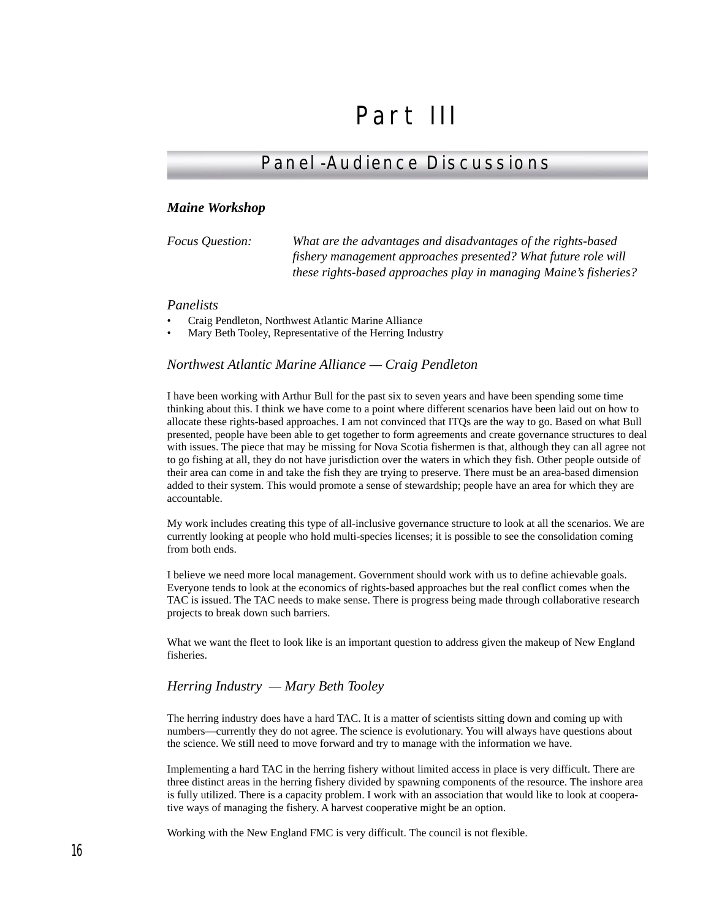# Part III

## Panel-Audience Discussions

### *Maine Workshop*

*Focus Question:* *What are the advantages and disadvantages of the rights-based fishery management approaches presented? What future role will these rights-based approaches play in managing Maine's fisheries?*

*Panelists*

- Craig Pendleton, Northwest Atlantic Marine Alliance
- Mary Beth Tooley, Representative of the Herring Industry

### *Northwest Atlantic Marine Alliance — Craig Pendleton*

I have been working with Arthur Bull for the past six to seven years and have been spending some time thinking about this. I think we have come to a point where different scenarios have been laid out on how to allocate these rights-based approaches. I am not convinced that ITQs are the way to go. Based on what Bull presented, people have been able to get together to form agreements and create governance structures to deal with issues. The piece that may be missing for Nova Scotia fishermen is that, although they can all agree not to go fishing at all, they do not have jurisdiction over the waters in which they fish. Other people outside of their area can come in and take the fish they are trying to preserve. There must be an area-based dimension added to their system. This would promote a sense of stewardship; people have an area for which they are accountable.

My work includes creating this type of all-inclusive governance structure to look at all the scenarios. We are currently looking at people who hold multi-species licenses; it is possible to see the consolidation coming from both ends.

I believe we need more local management. Government should work with us to define achievable goals. Everyone tends to look at the economics of rights-based approaches but the real conflict comes when the TAC is issued. The TAC needs to make sense. There is progress being made through collaborative research projects to break down such barriers.

What we want the fleet to look like is an important question to address given the makeup of New England fisheries.

### *Herring Industry — Mary Beth Tooley*

The herring industry does have a hard TAC. It is a matter of scientists sitting down and coming up with numbers—currently they do not agree. The science is evolutionary. You will always have questions about the science. We still need to move forward and try to manage with the information we have.

Implementing a hard TAC in the herring fishery without limited access in place is very difficult. There are three distinct areas in the herring fishery divided by spawning components of the resource. The inshore area is fully utilized. There is a capacity problem. I work with an association that would like to look at cooperative ways of managing the fishery. A harvest cooperative might be an option.

Working with the New England FMC is very difficult. The council is not flexible.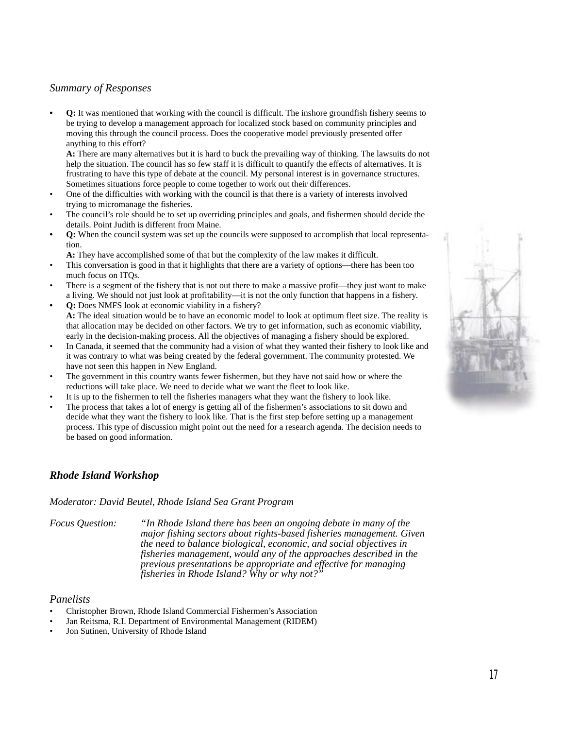*Summary of Responses*

- **Q:** It was mentioned that working with the council is difficult. The inshore groundfish fishery seems to be trying to develop a management approach for localized stock based on community principles and moving this through the council process. Does the cooperative model previously presented offer anything to this effort?
  **A:** There are many alternatives but it is hard to buck the prevailing way of thinking. The lawsuits do not help the situation. The council has so few staff it is difficult to quantify the effects of alternatives. It is frustrating to have this type of debate at the council. My personal interest is in governance structures. Sometimes situations force people to come together to work out their differences.
- One of the difficulties with working with the council is that there is a variety of interests involved trying to micromanage the fisheries.
- The council's role should be to set up overriding principles and goals, and fishermen should decide the details. Point Judith is different from Maine.
- **Q:** When the council system was set up the councils were supposed to accomplish that local representation.
  **A:** They have accomplished some of that but the complexity of the law makes it difficult.
- This conversation is good in that it highlights that there are a variety of options—there has been too much focus on ITQs.
- There is a segment of the fishery that is not out there to make a massive profit—they just want to make a living. We should not just look at profitability—it is not the only function that happens in a fishery.
- **Q:** Does NMFS look at economic viability in a fishery?
  **A:** The ideal situation would be to have an economic model to look at optimum fleet size. The reality is that allocation may be decided on other factors. We try to get information, such as economic viability, early in the decision-making process. All the objectives of managing a fishery should be explored.
- In Canada, it seemed that the community had a vision of what they wanted their fishery to look like and it was contrary to what was being created by the federal government. The community protested. We have not seen this happen in New England.
- The government in this country wants fewer fishermen, but they have not said how or where the reductions will take place. We need to decide what we want the fleet to look like.
- It is up to the fishermen to tell the fisheries managers what they want the fishery to look like.
- The process that takes a lot of energy is getting all of the fishermen's associations to sit down and decide what they want the fishery to look like. That is the first step before setting up a management process. This type of discussion might point out the need for a research agenda. The decision needs to be based on good information.

## *Rhode Island Workshop*

*Moderator: David Beutel, Rhode Island Sea Grant Program*

*Focus Question:* *"In Rhode Island there has been an ongoing debate in many of the major fishing sectors about rights-based fisheries management. Given the need to balance biological, economic, and social objectives in fisheries management, would any of the approaches described in the previous presentations be appropriate and effective for managing fisheries in Rhode Island? Why or why not?"*

*Panelists*

- Christopher Brown, Rhode Island Commercial Fishermen's Association
- Jan Reitsma, R.I. Department of Environmental Management (RIDEM)
- Jon Sutinen, University of Rhode Island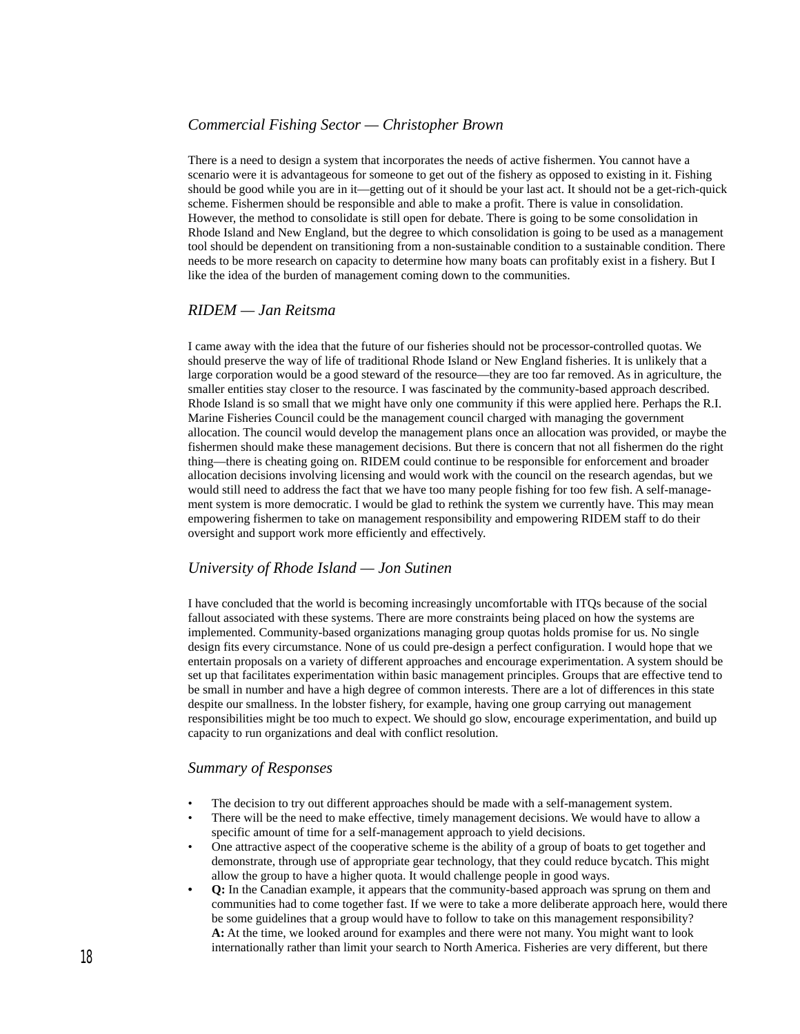### *Commercial Fishing Sector — Christopher Brown*

There is a need to design a system that incorporates the needs of active fishermen. You cannot have a scenario were it is advantageous for someone to get out of the fishery as opposed to existing in it. Fishing should be good while you are in it—getting out of it should be your last act. It should not be a get-rich-quick scheme. Fishermen should be responsible and able to make a profit. There is value in consolidation. However, the method to consolidate is still open for debate. There is going to be some consolidation in Rhode Island and New England, but the degree to which consolidation is going to be used as a management tool should be dependent on transitioning from a non-sustainable condition to a sustainable condition. There needs to be more research on capacity to determine how many boats can profitably exist in a fishery. But I like the idea of the burden of management coming down to the communities.

### *RIDEM — Jan Reitsma*

I came away with the idea that the future of our fisheries should not be processor-controlled quotas. We should preserve the way of life of traditional Rhode Island or New England fisheries. It is unlikely that a large corporation would be a good steward of the resource—they are too far removed. As in agriculture, the smaller entities stay closer to the resource. I was fascinated by the community-based approach described. Rhode Island is so small that we might have only one community if this were applied here. Perhaps the R.I. Marine Fisheries Council could be the management council charged with managing the government allocation. The council would develop the management plans once an allocation was provided, or maybe the fishermen should make these management decisions. But there is concern that not all fishermen do the right thing—there is cheating going on. RIDEM could continue to be responsible for enforcement and broader allocation decisions involving licensing and would work with the council on the research agendas, but we would still need to address the fact that we have too many people fishing for too few fish. A self-management system is more democratic. I would be glad to rethink the system we currently have. This may mean empowering fishermen to take on management responsibility and empowering RIDEM staff to do their oversight and support work more efficiently and effectively.

### *University of Rhode Island — Jon Sutinen*

I have concluded that the world is becoming increasingly uncomfortable with ITQs because of the social fallout associated with these systems. There are more constraints being placed on how the systems are implemented. Community-based organizations managing group quotas holds promise for us. No single design fits every circumstance. None of us could pre-design a perfect configuration. I would hope that we entertain proposals on a variety of different approaches and encourage experimentation. A system should be set up that facilitates experimentation within basic management principles. Groups that are effective tend to be small in number and have a high degree of common interests. There are a lot of differences in this state despite our smallness. In the lobster fishery, for example, having one group carrying out management responsibilities might be too much to expect. We should go slow, encourage experimentation, and build up capacity to run organizations and deal with conflict resolution.

### *Summary of Responses*

- The decision to try out different approaches should be made with a self-management system.
- There will be the need to make effective, timely management decisions. We would have to allow a specific amount of time for a self-management approach to yield decisions.
- One attractive aspect of the cooperative scheme is the ability of a group of boats to get together and demonstrate, through use of appropriate gear technology, that they could reduce bycatch. This might allow the group to have a higher quota. It would challenge people in good ways.
- **Q:** In the Canadian example, it appears that the community-based approach was sprung on them and communities had to come together fast. If we were to take a more deliberate approach here, would there be some guidelines that a group would have to follow to take on this management responsibility?
  **A:** At the time, we looked around for examples and there were not many. You might want to look internationally rather than limit your search to North America. Fisheries are very different, but there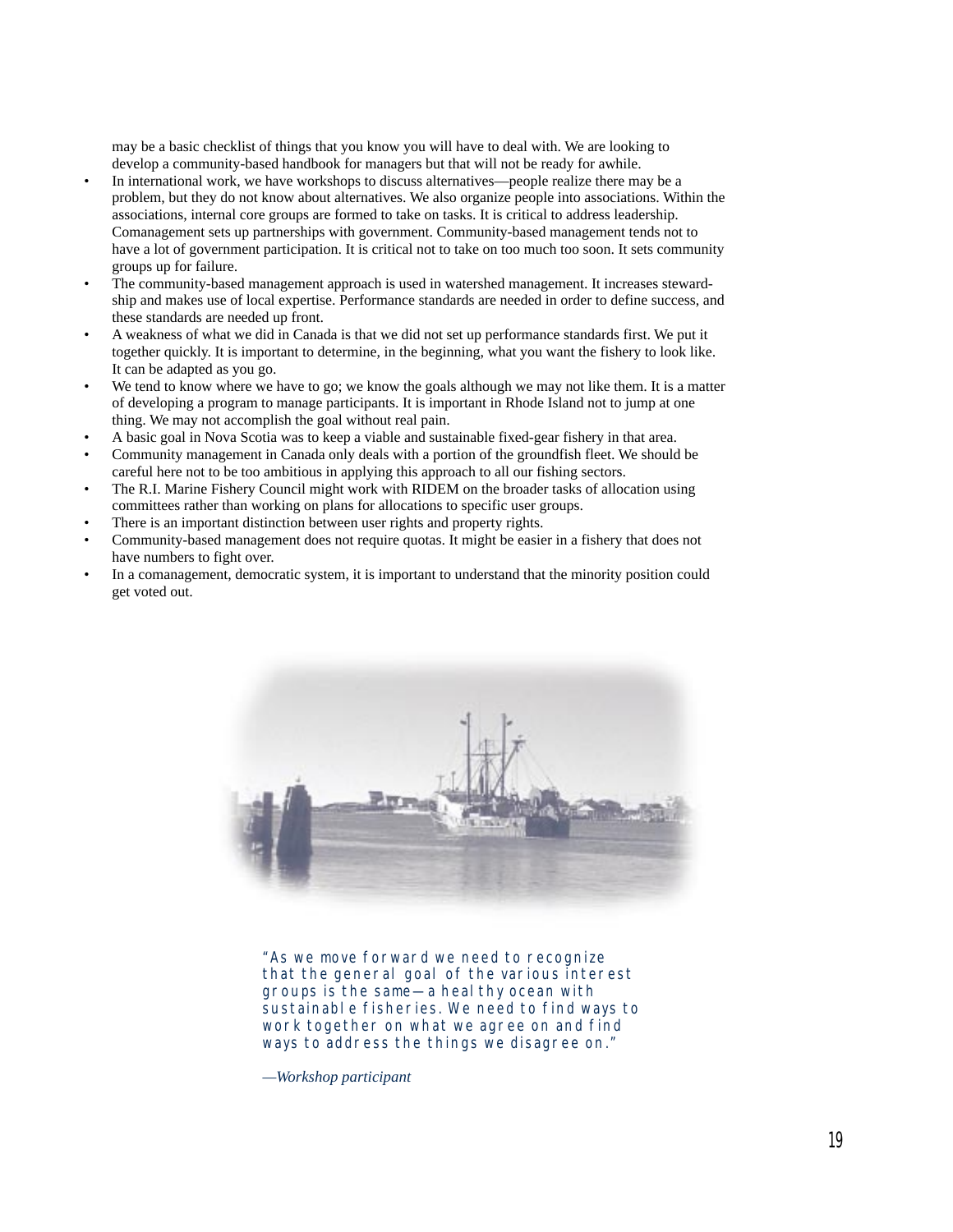may be a basic checklist of things that you know you will have to deal with. We are looking to develop a community-based handbook for managers but that will not be ready for awhile.

- In international work, we have workshops to discuss alternatives—people realize there may be a problem, but they do not know about alternatives. We also organize people into associations. Within the associations, internal core groups are formed to take on tasks. It is critical to address leadership. Comanagement sets up partnerships with government. Community-based management tends not to have a lot of government participation. It is critical not to take on too much too soon. It sets community groups up for failure.
- The community-based management approach is used in watershed management. It increases stewardship and makes use of local expertise. Performance standards are needed in order to define success, and these standards are needed up front.
- A weakness of what we did in Canada is that we did not set up performance standards first. We put it together quickly. It is important to determine, in the beginning, what you want the fishery to look like. It can be adapted as you go.
- We tend to know where we have to go; we know the goals although we may not like them. It is a matter of developing a program to manage participants. It is important in Rhode Island not to jump at one thing. We may not accomplish the goal without real pain.
- A basic goal in Nova Scotia was to keep a viable and sustainable fixed-gear fishery in that area.
- Community management in Canada only deals with a portion of the groundfish fleet. We should be careful here not to be too ambitious in applying this approach to all our fishing sectors.
- The R.I. Marine Fishery Council might work with RIDEM on the broader tasks of allocation using committees rather than working on plans for allocations to specific user groups.
- There is an important distinction between user rights and property rights.
- Community-based management does not require quotas. It might be easier in a fishery that does not have numbers to fight over.
- In a comanagement, democratic system, it is important to understand that the minority position could get voted out.

"As we move forward we need to recognize that the general goal of the various interest groups is the same—a healthy ocean with sustainable fisheries. We need to find ways to work together on what we agree on and find ways to address the things we disagree on."

*—Workshop participant*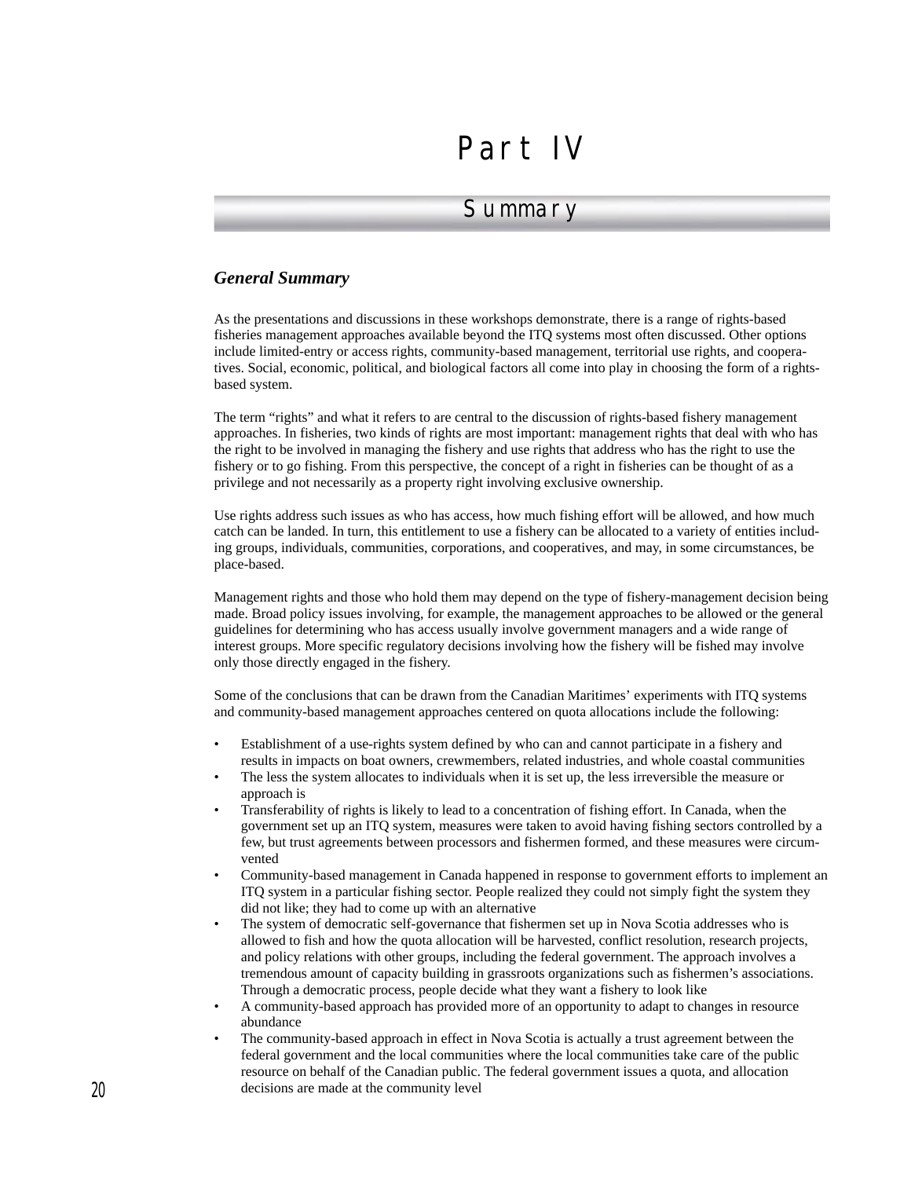# Part IV

## Summary

### *General Summary*

As the presentations and discussions in these workshops demonstrate, there is a range of rights-based fisheries management approaches available beyond the ITQ systems most often discussed. Other options include limited-entry or access rights, community-based management, territorial use rights, and cooperatives. Social, economic, political, and biological factors all come into play in choosing the form of a rights-based system.

The term "rights" and what it refers to are central to the discussion of rights-based fishery management approaches. In fisheries, two kinds of rights are most important: management rights that deal with who has the right to be involved in managing the fishery and use rights that address who has the right to use the fishery or to go fishing. From this perspective, the concept of a right in fisheries can be thought of as a privilege and not necessarily as a property right involving exclusive ownership.

Use rights address such issues as who has access, how much fishing effort will be allowed, and how much catch can be landed. In turn, this entitlement to use a fishery can be allocated to a variety of entities including groups, individuals, communities, corporations, and cooperatives, and may, in some circumstances, be place-based.

Management rights and those who hold them may depend on the type of fishery-management decision being made. Broad policy issues involving, for example, the management approaches to be allowed or the general guidelines for determining who has access usually involve government managers and a wide range of interest groups. More specific regulatory decisions involving how the fishery will be fished may involve only those directly engaged in the fishery.

Some of the conclusions that can be drawn from the Canadian Maritimes' experiments with ITQ systems and community-based management approaches centered on quota allocations include the following:

- Establishment of a use-rights system defined by who can and cannot participate in a fishery and results in impacts on boat owners, crewmembers, related industries, and whole coastal communities
- The less the system allocates to individuals when it is set up, the less irreversible the measure or approach is
- Transferability of rights is likely to lead to a concentration of fishing effort. In Canada, when the government set up an ITQ system, measures were taken to avoid having fishing sectors controlled by a few, but trust agreements between processors and fishermen formed, and these measures were circumvented
- Community-based management in Canada happened in response to government efforts to implement an ITQ system in a particular fishing sector. People realized they could not simply fight the system they did not like; they had to come up with an alternative
- The system of democratic self-governance that fishermen set up in Nova Scotia addresses who is allowed to fish and how the quota allocation will be harvested, conflict resolution, research projects, and policy relations with other groups, including the federal government. The approach involves a tremendous amount of capacity building in grassroots organizations such as fishermen's associations. Through a democratic process, people decide what they want a fishery to look like
- A community-based approach has provided more of an opportunity to adapt to changes in resource abundance
- The community-based approach in effect in Nova Scotia is actually a trust agreement between the federal government and the local communities where the local communities take care of the public resource on behalf of the Canadian public. The federal government issues a quota, and allocation decisions are made at the community level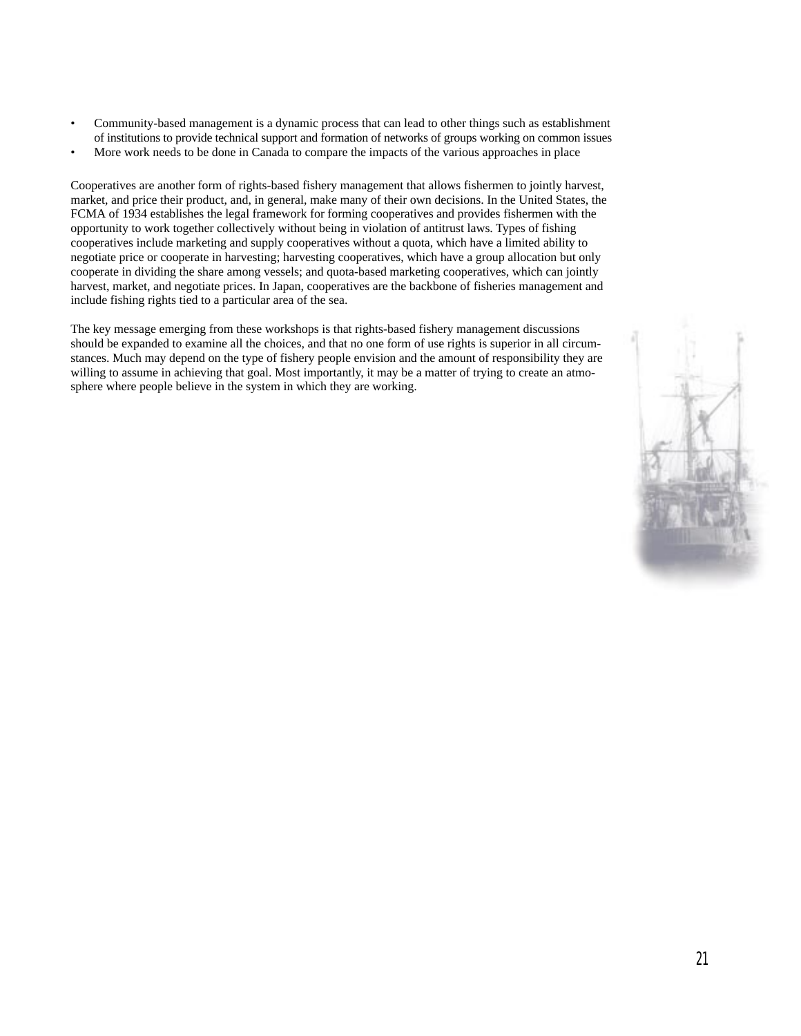- Community-based management is a dynamic process that can lead to other things such as establishment of institutions to provide technical support and formation of networks of groups working on common issues
- More work needs to be done in Canada to compare the impacts of the various approaches in place

Cooperatives are another form of rights-based fishery management that allows fishermen to jointly harvest, market, and price their product, and, in general, make many of their own decisions. In the United States, the FCMA of 1934 establishes the legal framework for forming cooperatives and provides fishermen with the opportunity to work together collectively without being in violation of antitrust laws. Types of fishing cooperatives include marketing and supply cooperatives without a quota, which have a limited ability to negotiate price or cooperate in harvesting; harvesting cooperatives, which have a group allocation but only cooperate in dividing the share among vessels; and quota-based marketing cooperatives, which can jointly harvest, market, and negotiate prices. In Japan, cooperatives are the backbone of fisheries management and include fishing rights tied to a particular area of the sea.

The key message emerging from these workshops is that rights-based fishery management discussions should be expanded to examine all the choices, and that no one form of use rights is superior in all circumstances. Much may depend on the type of fishery people envision and the amount of responsibility they are willing to assume in achieving that goal. Most importantly, it may be a matter of trying to create an atmosphere where people believe in the system in which they are working.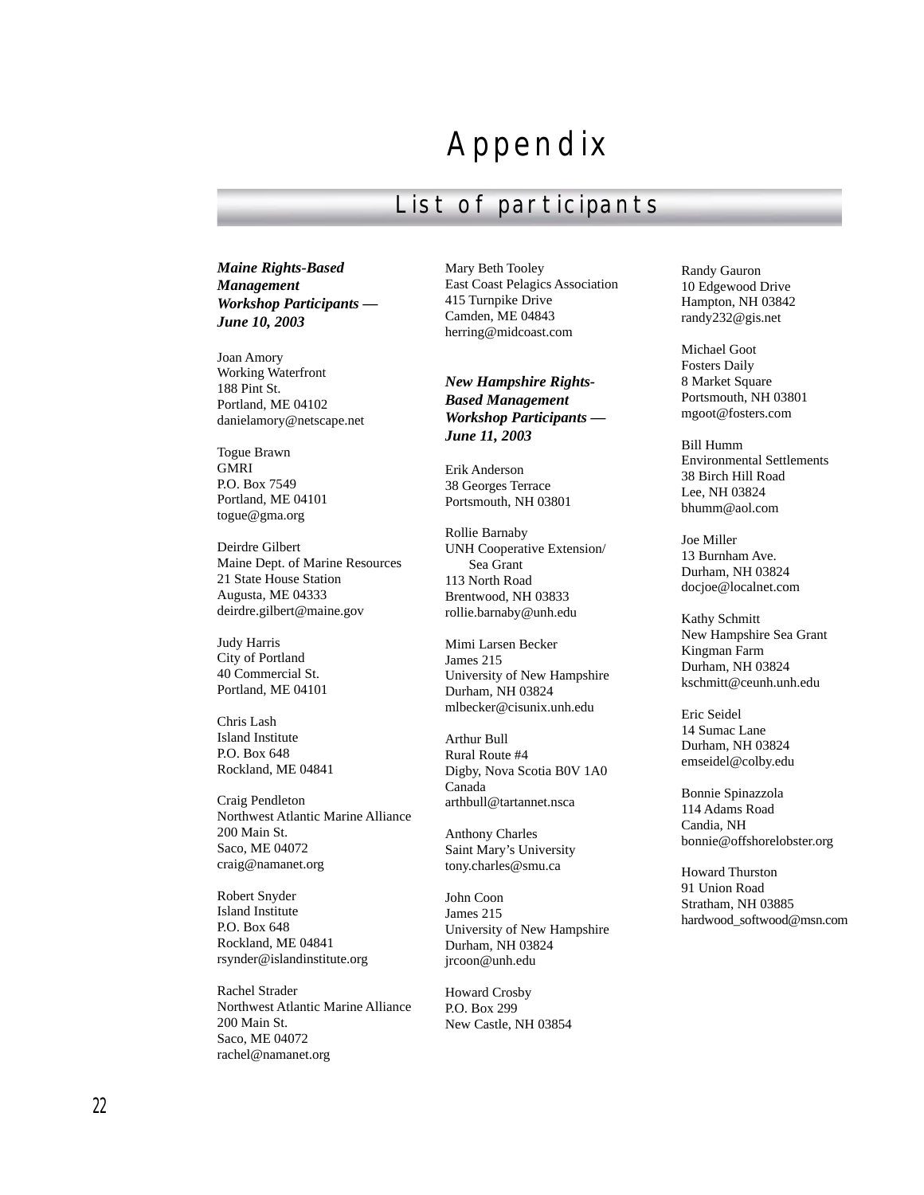# Appendix

## List of participants

***Maine Rights-Based Management Workshop Participants — June 10, 2003***

Joan Amory
Working Waterfront
188 Pint St.
Portland, ME 04102
danielamory@netscape.net

Togue Brawn
GMRI
P.O. Box 7549
Portland, ME 04101
togue@gma.org

Deirdre Gilbert
Maine Dept. of Marine Resources
21 State House Station
Augusta, ME 04333
deirdre.gilbert@maine.gov

Judy Harris
City of Portland
40 Commercial St.
Portland, ME 04101

Chris Lash
Island Institute
P.O. Box 648
Rockland, ME 04841

Craig Pendleton
Northwest Atlantic Marine Alliance
200 Main St.
Saco, ME 04072
craig@namanet.org

Robert Snyder
Island Institute
P.O. Box 648
Rockland, ME 04841
rsynder@islandinstitute.org

Rachel Strader
Northwest Atlantic Marine Alliance
200 Main St.
Saco, ME 04072
rachel@namanet.org

Mary Beth Tooley
East Coast Pelagics Association
415 Turnpike Drive
Camden, ME 04843
herring@midcoast.com

***New Hampshire Rights-Based Management Workshop Participants — June 11, 2003***

Erik Anderson
38 Georges Terrace
Portsmouth, NH 03801

Rollie Barnaby
UNH Cooperative Extension/ Sea Grant
113 North Road
Brentwood, NH 03833
rollie.barnaby@unh.edu

Mimi Larsen Becker
James 215
University of New Hampshire
Durham, NH 03824
mlbecker@cisunix.unh.edu

Arthur Bull
Rural Route #4
Digby, Nova Scotia B0V 1A0
Canada
arthbull@tartannet.nsca

Anthony Charles
Saint Mary's University
tony.charles@smu.ca

John Coon
James 215
University of New Hampshire
Durham, NH 03824
jrcoon@unh.edu

Howard Crosby
P.O. Box 299
New Castle, NH 03854

Randy Gauron
10 Edgewood Drive
Hampton, NH 03842
randy232@gis.net

Michael Goot
Fosters Daily
8 Market Square
Portsmouth, NH 03801
mgoot@fosters.com

Bill Humm
Environmental Settlements
38 Birch Hill Road
Lee, NH 03824
bhumm@aol.com

Joe Miller
13 Burnham Ave.
Durham, NH 03824
docjoe@localnet.com

Kathy Schmitt
New Hampshire Sea Grant
Kingman Farm
Durham, NH 03824
kschmitt@ceunh.unh.edu

Eric Seidel
14 Sumac Lane
Durham, NH 03824
emseidel@colby.edu

Bonnie Spinazzola
114 Adams Road
Candia, NH
bonnie@offshorelobster.org

Howard Thurston
91 Union Road
Stratham, NH 03885
hardwood_softwood@msn.com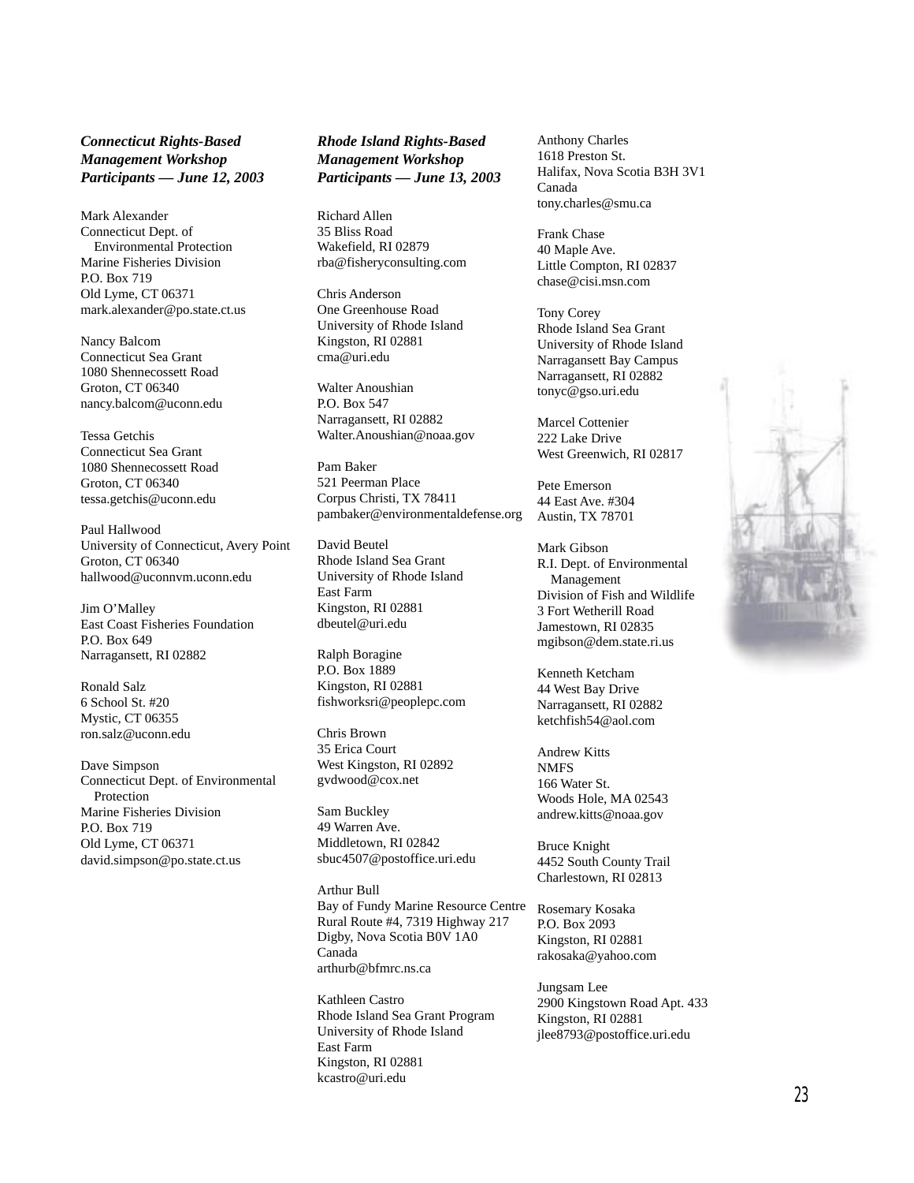### *Connecticut Rights-Based Management Workshop Participants — June 12, 2003*

Mark Alexander
Connecticut Dept. of Environmental Protection
Marine Fisheries Division
P.O. Box 719
Old Lyme, CT 06371
mark.alexander@po.state.ct.us

Nancy Balcom
Connecticut Sea Grant
1080 Shennecossett Road
Groton, CT 06340
nancy.balcom@uconn.edu

Tessa Getchis
Connecticut Sea Grant
1080 Shennecossett Road
Groton, CT 06340
tessa.getchis@uconn.edu

Paul Hallwood
University of Connecticut, Avery Point
Groton, CT 06340
hallwood@uconnvm.uconn.edu

Jim O'Malley
East Coast Fisheries Foundation
P.O. Box 649
Narragansett, RI 02882

Ronald Salz
6 School St. #20
Mystic, CT 06355
ron.salz@uconn.edu

Dave Simpson
Connecticut Dept. of Environmental Protection
Marine Fisheries Division
P.O. Box 719
Old Lyme, CT 06371
david.simpson@po.state.ct.us

### *Rhode Island Rights-Based Management Workshop Participants — June 13, 2003*

Richard Allen
35 Bliss Road
Wakefield, RI 02879
rba@fisheryconsulting.com

Chris Anderson
One Greenhouse Road
University of Rhode Island
Kingston, RI 02881
cma@uri.edu

Walter Anoushian
P.O. Box 547
Narragansett, RI 02882
Walter.Anoushian@noaa.gov

Pam Baker
521 Peerman Place
Corpus Christi, TX 78411
pambaker@environmentaldefense.org

David Beutel
Rhode Island Sea Grant
University of Rhode Island
East Farm
Kingston, RI 02881
dbeutel@uri.edu

Ralph Boragine
P.O. Box 1889
Kingston, RI 02881
fishworksri@peoplepc.com

Chris Brown
35 Erica Court
West Kingston, RI 02892
gvdwood@cox.net

Sam Buckley
49 Warren Ave.
Middletown, RI 02842
sbuc4507@postoffice.uri.edu

Arthur Bull
Bay of Fundy Marine Resource Centre
Rural Route #4, 7319 Highway 217
Digby, Nova Scotia B0V 1A0
Canada
arthurb@bfmrc.ns.ca

Kathleen Castro
Rhode Island Sea Grant Program
University of Rhode Island
East Farm
Kingston, RI 02881
kcastro@uri.edu

Anthony Charles
1618 Preston St.
Halifax, Nova Scotia B3H 3V1
Canada
tony.charles@smu.ca

Frank Chase
40 Maple Ave.
Little Compton, RI 02837
chase@cisi.msn.com

Tony Corey
Rhode Island Sea Grant
University of Rhode Island
Narragansett Bay Campus
Narragansett, RI 02882
tonyc@gso.uri.edu

Marcel Cottenier
222 Lake Drive
West Greenwich, RI 02817

Pete Emerson
44 East Ave. #304
Austin, TX 78701

Mark Gibson
R.I. Dept. of Environmental Management
Division of Fish and Wildlife
3 Fort Wetherill Road
Jamestown, RI 02835
mgibson@dem.state.ri.us

Kenneth Ketcham
44 West Bay Drive
Narragansett, RI 02882
ketchfish54@aol.com

Andrew Kitts
NMFS
166 Water St.
Woods Hole, MA 02543
andrew.kitts@noaa.gov

Bruce Knight
4452 South County Trail
Charlestown, RI 02813

Rosemary Kosaka
P.O. Box 2093
Kingston, RI 02881
rakosaka@yahoo.com

Jungsam Lee
2900 Kingstown Road Apt. 433
Kingston, RI 02881
jlee8793@postoffice.uri.edu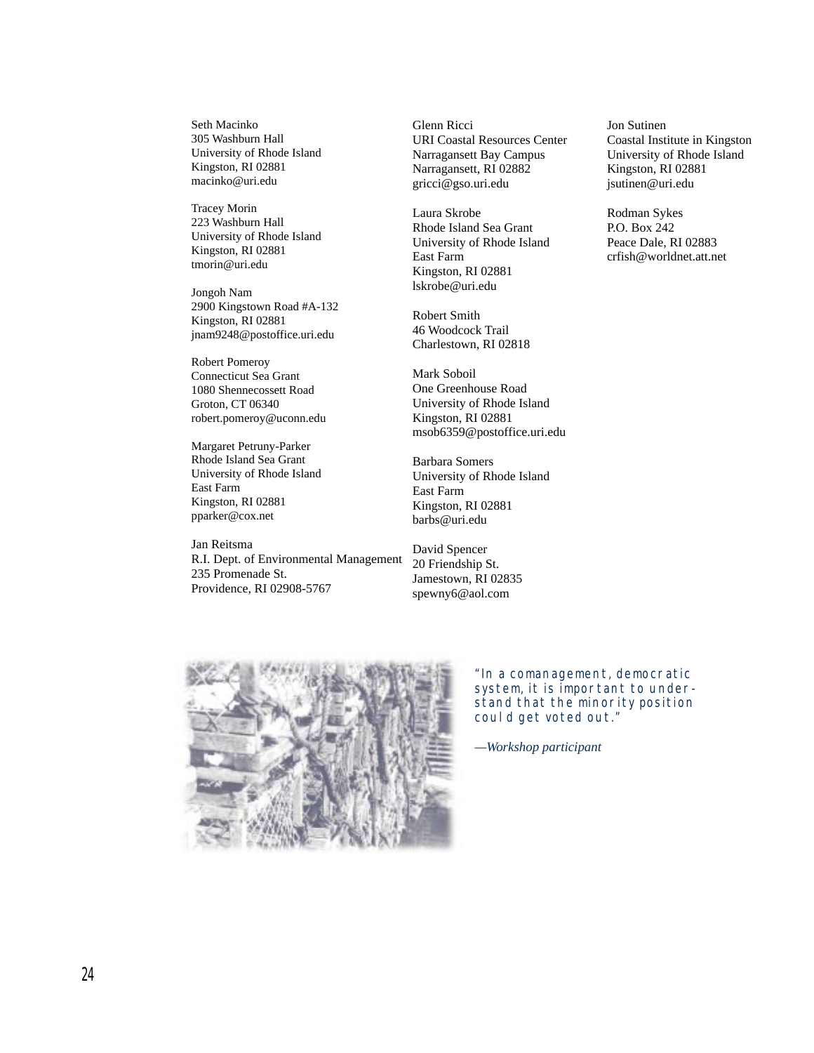Seth Macinko
305 Washburn Hall
University of Rhode Island
Kingston, RI 02881
macinko@uri.edu

Tracey Morin
223 Washburn Hall
University of Rhode Island
Kingston, RI 02881
tmorin@uri.edu

Jongoh Nam
2900 Kingstown Road #A-132
Kingston, RI 02881
jnam9248@postoffice.uri.edu

Robert Pomeroy
Connecticut Sea Grant
1080 Shennecossett Road
Groton, CT 06340
robert.pomeroy@uconn.edu

Margaret Petruny-Parker
Rhode Island Sea Grant
University of Rhode Island
East Farm
Kingston, RI 02881
pparker@cox.net

Jan Reitsma
R.I. Dept. of Environmental Management
235 Promenade St.
Providence, RI 02908-5767

Glenn Ricci
URI Coastal Resources Center
Narragansett Bay Campus
Narragansett, RI 02882
gricci@gso.uri.edu

Laura Skrobe
Rhode Island Sea Grant
University of Rhode Island
East Farm
Kingston, RI 02881
lskrobe@uri.edu

Robert Smith
46 Woodcock Trail
Charlestown, RI 02818

Mark Soboil
One Greenhouse Road
University of Rhode Island
Kingston, RI 02881
msob6359@postoffice.uri.edu

Barbara Somers
University of Rhode Island
East Farm
Kingston, RI 02881
barbs@uri.edu

David Spencer
20 Friendship St.
Jamestown, RI 02835
spewny6@aol.com

Jon Sutinen
Coastal Institute in Kingston
University of Rhode Island
Kingston, RI 02881
jsutinen@uri.edu

Rodman Sykes
P.O. Box 242
Peace Dale, RI 02883
crfish@worldnet.att.net

"In a comanagement, democratic system, it is important to understand that the minority position could get voted out."

*—Workshop participant*